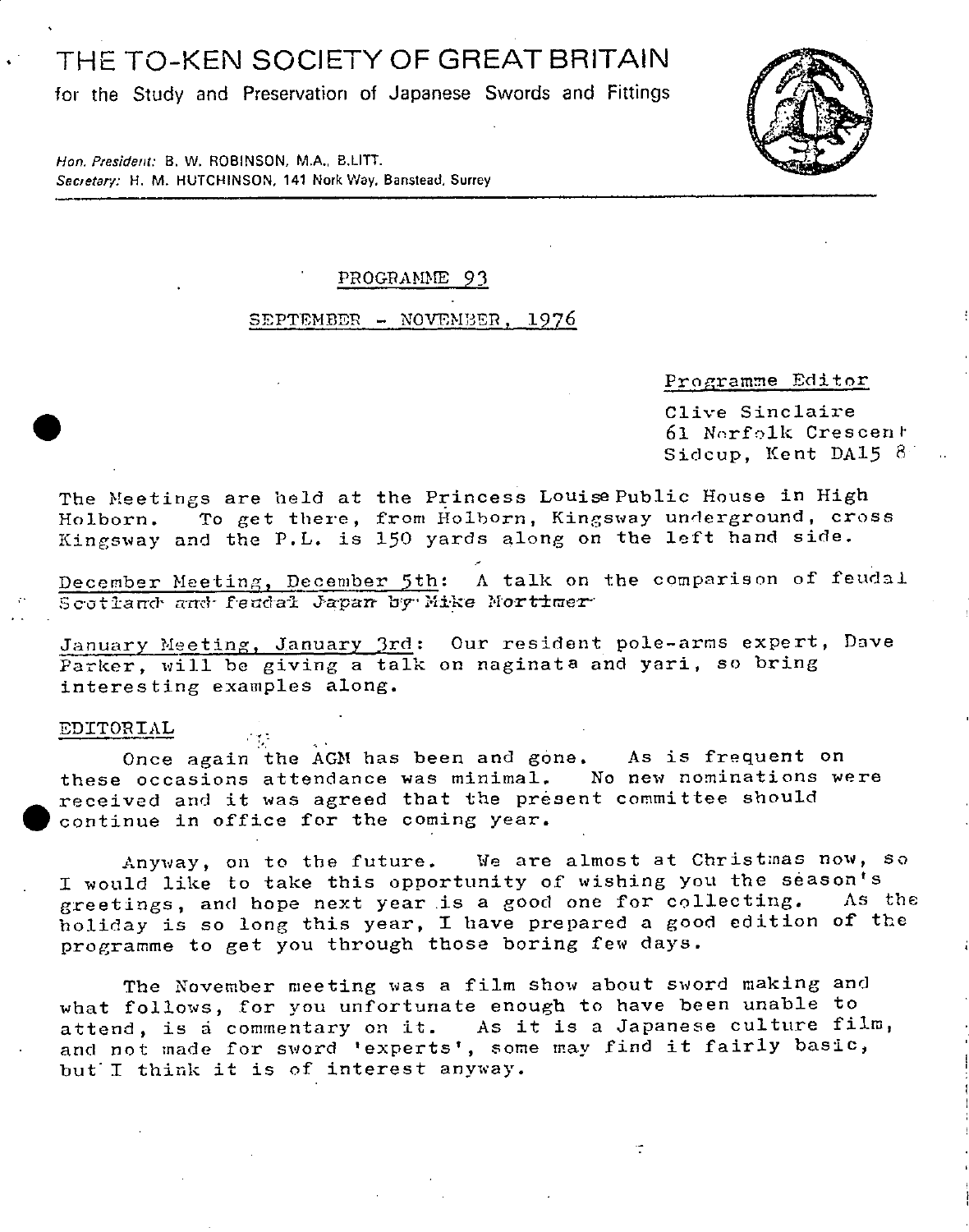# THE TO-KEN SOCIETY OF GREAT BRITAIN

for the Study and Preservation of Japanese Swords and Fittings

*Hon. President:* B. W. ROBINSON, M.A., B.LITT.
*Secretary:* H. M. HUTCHINSON, 141 Nork Way, Banstead, Surrey

## PROGRAMME 93

## SEPTEMBER - NOVEMBER, 1976

Programme Editor

Clive Sinclaire
61 Norfolk Crescent
Sidcup, Kent DA15 8

The Meetings are held at the Princess Louise Public House in High Holborn. To get there, from Holborn, Kingsway underground, cross Kingsway and the P.L. is 150 yards along on the left hand side.

December Meeting, December 5th: A talk on the comparison of feudal ~~Scotland and feudal Japan by Mike Mortimer~~

January Meeting, January 3rd: Our resident pole-arms expert, Dave Parker, will be giving a talk on naginata and yari, so bring interesting examples along.

### EDITORIAL

Once again the AGM has been and gone. As is frequent on these occasions attendance was minimal. No new nominations were received and it was agreed that the present committee should continue in office for the coming year.

Anyway, on to the future. We are almost at Christmas now, so I would like to take this opportunity of wishing you the season's greetings, and hope next year is a good one for collecting. As the holiday is so long this year, I have prepared a good edition of the programme to get you through those boring few days.

The November meeting was a film show about sword making and what follows, for you unfortunate enough to have been unable to attend, is a commentary on it. As it is a Japanese culture film, and not made for sword 'experts', some may find it fairly basic, but I think it is of interest anyway.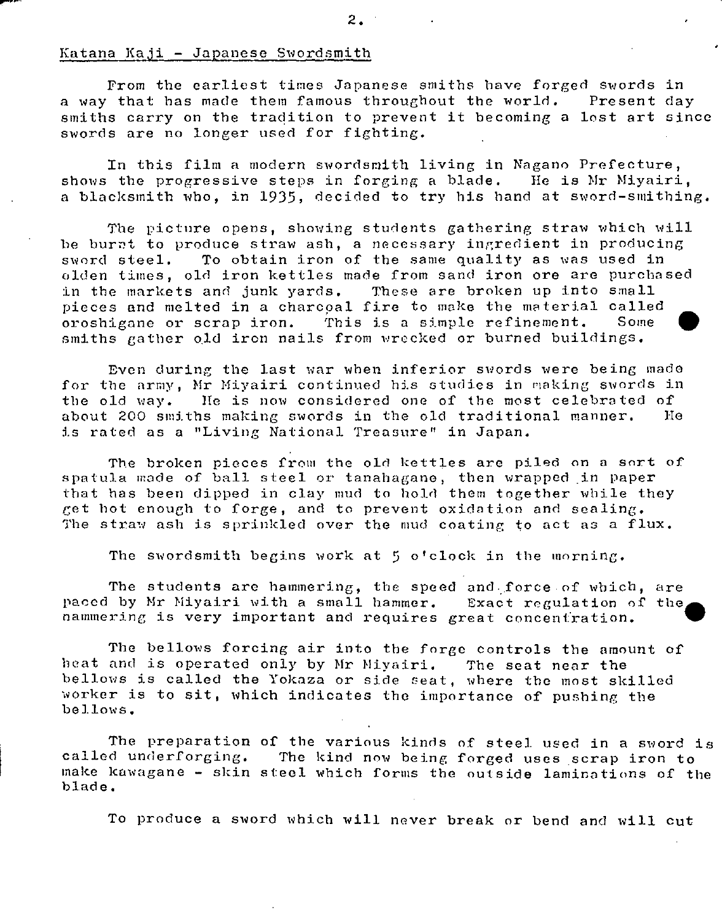Katana Kaji - Japanese Swordsmith

From the earliest times Japanese smiths have forged swords in a way that has made them famous throughout the world. Present day smiths carry on the tradition to prevent it becoming a lost art since swords are no longer used for fighting.

In this film a modern swordsmith living in Nagano Prefecture, shows the progressive steps in forging a blade. He is Mr Miyairi, a blacksmith who, in 1935, decided to try his hand at sword-smithing.

The picture opens, showing students gathering straw which will be burnt to produce straw ash, a necessary ingredient in producing sword steel. To obtain iron of the same quality as was used in olden times, old iron kettles made from sand iron ore are purchased in the markets and junk yards. These are broken up into small pieces and melted in a charcoal fire to make the material called oroshigane or scrap iron. This is a simple refinement. Some smiths gather old iron nails from wrecked or burned buildings.

Even during the last war when inferior swords were being made for the army, Mr Miyairi continued his studies in making swords in the old way. He is now considered one of the most celebrated of about 200 smiths making swords in the old traditional manner. He is rated as a "Living National Treasure" in Japan.

The broken pieces from the old kettles are piled on a sort of spatula made of ball steel or tanahagane, then wrapped in paper that has been dipped in clay mud to hold them together while they get hot enough to forge, and to prevent oxidation and sealing. The straw ash is sprinkled over the mud coating to act as a flux.

The swordsmith begins work at 5 o'clock in the morning.

The students are hammering, the speed and force of which, are paced by Mr Miyairi with a small hammer. Exact regulation of the hammering is very important and requires great concentration.

The bellows forcing air into the forge controls the amount of heat and is operated only by Mr Miyairi. The seat near the bellows is called the Yokaza or side seat, where the most skilled worker is to sit, which indicates the importance of pushing the bellows.

The preparation of the various kinds of steel used in a sword is called underforging. The kind now being forged uses scrap iron to make kawagane - skin steel which forms the outside laminations of the blade.

To produce a sword which will never break or bend and will cut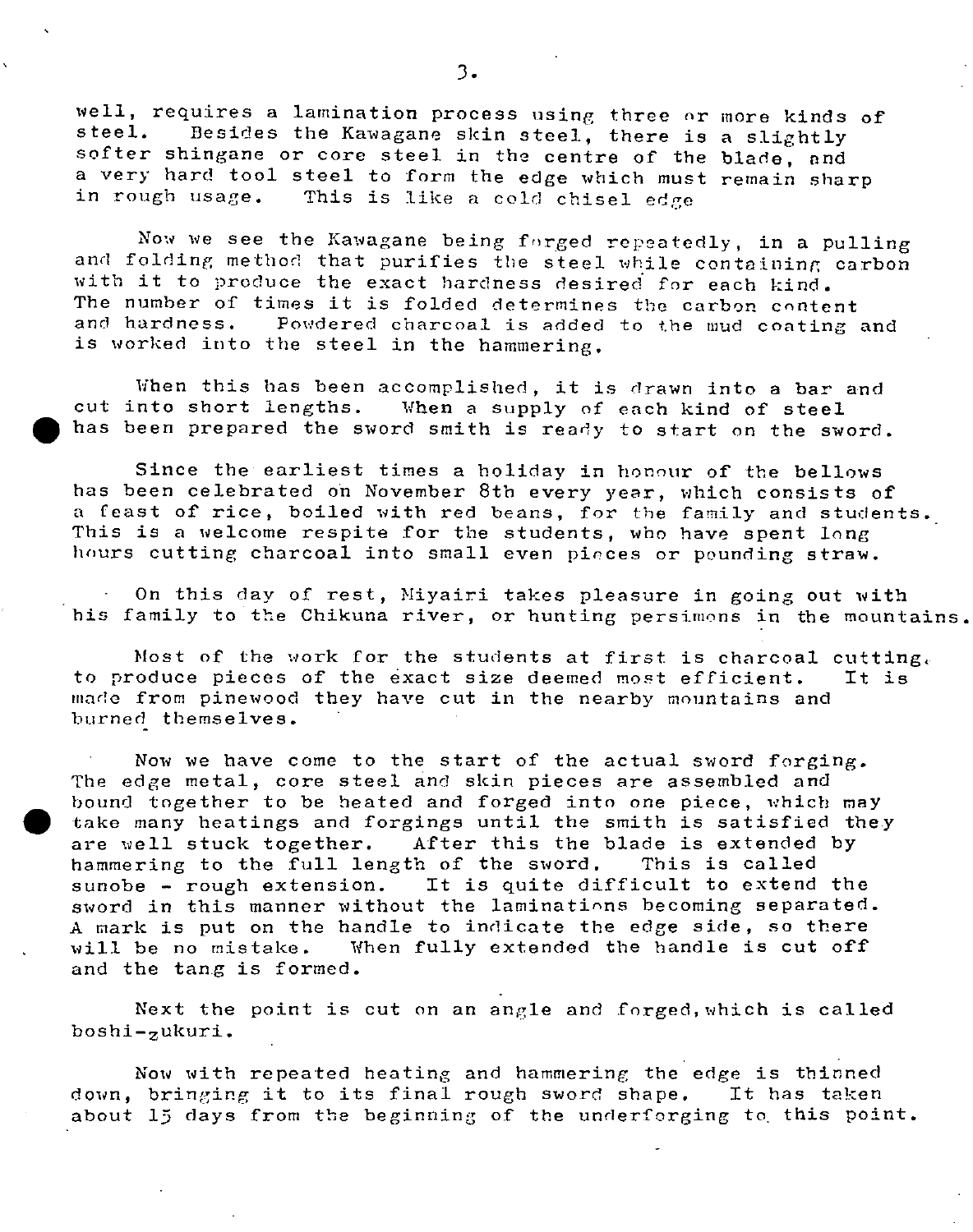well, requires a lamination process using three or more kinds of steel. Besides the Kawagane skin steel, there is a slightly softer shingane or core steel in the centre of the blade, and a very hard tool steel to form the edge which must remain sharp in rough usage. This is like a cold chisel edge

Now we see the Kawagane being forged repeatedly, in a pulling and folding method that purifies the steel while containing carbon with it to produce the exact hardness desired for each kind. The number of times it is folded determines the carbon content and hardness. Powdered charcoal is added to the mud coating and is worked into the steel in the hammering.

When this has been accomplished, it is drawn into a bar and cut into short lengths. When a supply of each kind of steel has been prepared the sword smith is ready to start on the sword.

Since the earliest times a holiday in honour of the bellows has been celebrated on November 8th every year, which consists of a feast of rice, boiled with red beans, for the family and students. This is a welcome respite for the students, who have spent long hours cutting charcoal into small even pieces or pounding straw.

On this day of rest, Miyairi takes pleasure in going out with his family to the Chikuna river, or hunting persimons in the mountains.

Most of the work for the students at first is charcoal cutting, to produce pieces of the exact size deemed most efficient. It is made from pinewood they have cut in the nearby mountains and burned themselves.

Now we have come to the start of the actual sword forging. The edge metal, core steel and skin pieces are assembled and bound together to be heated and forged into one piece, which may take many heatings and forgings until the smith is satisfied they are well stuck together. After this the blade is extended by hammering to the full length of the sword. This is called sunobe - rough extension. It is quite difficult to extend the sword in this manner without the laminations becoming separated. A mark is put on the handle to indicate the edge side, so there will be no mistake. When fully extended the handle is cut off and the tang is formed.

Next the point is cut on an angle and forged, which is called boshi-zukuri.

Now with repeated heating and hammering the edge is thinned down, bringing it to its final rough sword shape. It has taken about 15 days from the beginning of the underforging to this point.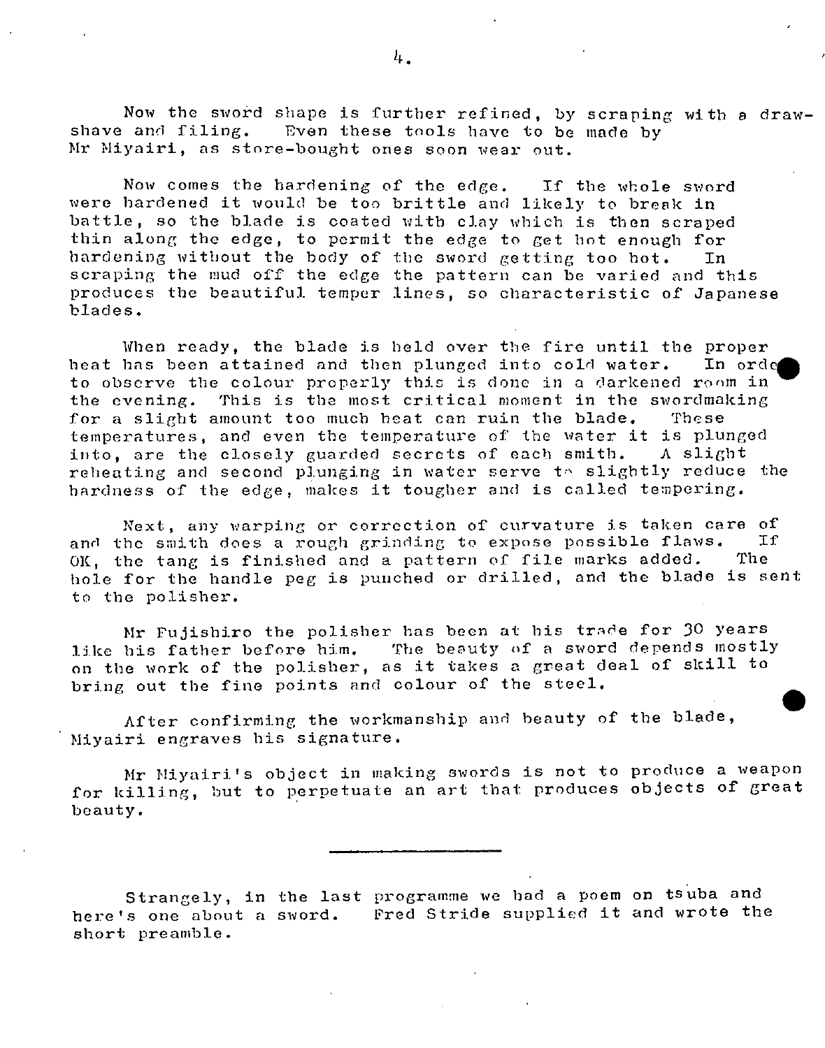Now the sword shape is further refined, by scraping with a draw-shave and filing. Even these tools have to be made by Mr Miyairi, as store-bought ones soon wear out.

Now comes the hardening of the edge. If the whole sword were hardened it would be too brittle and likely to break in battle, so the blade is coated with clay which is then scraped thin along the edge, to permit the edge to get hot enough for hardening without the body of the sword getting too hot. In scraping the mud off the edge the pattern can be varied and this produces the beautiful temper lines, so characteristic of Japanese blades.

When ready, the blade is held over the fire until the proper heat has been attained and then plunged into cold water. In order to observe the colour properly this is done in a darkened room in the evening. This is the most critical moment in the swordmaking for a slight amount too much heat can ruin the blade. These temperatures, and even the temperature of the water it is plunged into, are the closely guarded secrets of each smith. A slight reheating and second plunging in water serve to slightly reduce the hardness of the edge, makes it tougher and is called tempering.

Next, any warping or correction of curvature is taken care of and the smith does a rough grinding to expose possible flaws. If OK, the tang is finished and a pattern of file marks added. The hole for the handle peg is punched or drilled, and the blade is sent to the polisher.

Mr Fujishiro the polisher has been at his trade for 30 years like his father before him. The beauty of a sword depends mostly on the work of the polisher, as it takes a great deal of skill to bring out the fine points and colour of the steel.

After confirming the workmanship and beauty of the blade, Miyairi engraves his signature.

Mr Miyairi's object in making swords is not to produce a weapon for killing, but to perpetuate an art that produces objects of great beauty.

---

Strangely, in the last programme we had a poem on tsuba and here's one about a sword. Fred Stride supplied it and wrote the short preamble.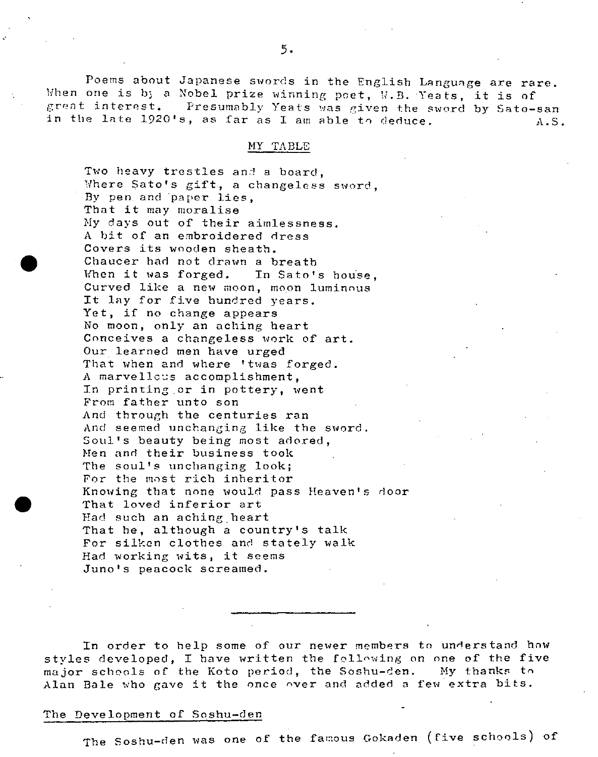Poems about Japanese swords in the English Language are rare. When one is by a Nobel prize winning poet, W.B. Yeats, it is of great interest. Presumably Yeats was given the sword by Sato-san in the late 1920's, as far as I am able to deduce. A.S.

## MY TABLE

Two heavy trestles and a board,  
Where Sato's gift, a changeless sword,  
By pen and paper lies,  
That it may moralise  
My days out of their aimlessness.  
A bit of an embroidered dress  
Covers its wooden sheath.  
Chaucer had not drawn a breath  
When it was forged. In Sato's house,  
Curved like a new moon, moon luminous  
It lay for five hundred years.  
Yet, if no change appears  
No moon, only an aching heart  
Conceives a changeless work of art.  
Our learned men have urged  
That when and where 'twas forged.  
A marvellous accomplishment,  
In printing or in pottery, went  
From father unto son  
And through the centuries ran  
And seemed unchanging like the sword.  
Soul's beauty being most adored,  
Men and their business took  
The soul's unchanging look;  
For the most rich inheritor  
Knowing that none would pass Heaven's door  
That loved inferior art  
Had such an aching heart  
That he, although a country's talk  
For silken clothes and stately walk  
Had working wits, it seems  
Juno's peacock screamed.

---

In order to help some of our newer members to understand how styles developed, I have written the following on one of the five major schools of the Koto period, the Soshu-den. My thanks to Alan Bale who gave it the once over and added a few extra bits.

## The Development of Soshu-den

The Soshu-den was one of the famous Gokaden (five schools) of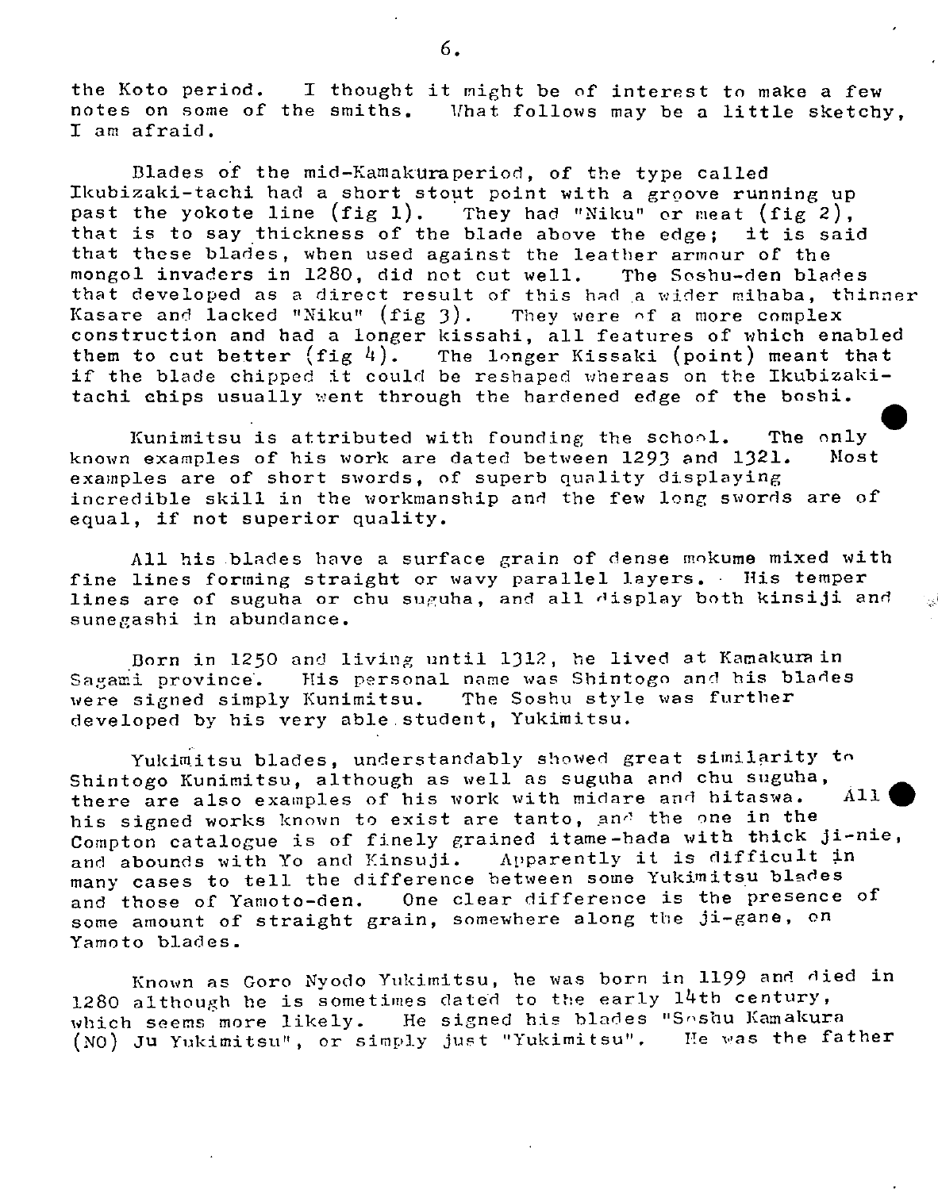the Koto period. I thought it might be of interest to make a few notes on some of the smiths. What follows may be a little sketchy, I am afraid.

Blades of the mid-Kamakuraperiod, of the type called Ikubizaki-tachi had a short stout point with a groove running up past the yokote line (fig 1). They had "Niku" or meat (fig 2), that is to say thickness of the blade above the edge; it is said that these blades, when used against the leather armour of the mongol invaders in 1280, did not cut well. The Soshu-den blades that developed as a direct result of this had a wider mihaba, thinner Kasare and lacked "Niku" (fig 3). They were of a more complex construction and had a longer kissahi, all features of which enabled them to cut better (fig 4). The longer Kissaki (point) meant that if the blade chipped it could be reshaped whereas on the Ikubizaki-tachi chips usually went through the hardened edge of the boshi.

Kunimitsu is attributed with founding the school. The only known examples of his work are dated between 1293 and 1321. Most examples are of short swords, of superb quality displaying incredible skill in the workmanship and the few long swords are of equal, if not superior quality.

All his blades have a surface grain of dense mokume mixed with fine lines forming straight or wavy parallel layers. His temper lines are of suguha or chu suguha, and all display both kinsiji and sunegashi in abundance.

Born in 1250 and living until 1312, he lived at Kamakura in Sagami province. His personal name was Shintogo and his blades were signed simply Kunimitsu. The Soshu style was further developed by his very able student, Yukimitsu.

Yukimitsu blades, understandably showed great similarity to Shintogo Kunimitsu, although as well as suguha and chu suguha, there are also examples of his work with midare and hitaswa. All his signed works known to exist are tanto, and the one in the Compton catalogue is of finely grained itame-hada with thick ji-nie, and abounds with Yo and Kinsuji. Apparently it is difficult in many cases to tell the difference between some Yukimitsu blades and those of Yamoto-den. One clear difference is the presence of some amount of straight grain, somewhere along the ji-gane, on Yamoto blades.

Known as Goro Nyodo Yukimitsu, he was born in 1199 and died in 1280 although he is sometimes dated to the early 14th century, which seems more likely. He signed his blades "Soshu Kamakura (NO) Ju Yukimitsu", or simply just "Yukimitsu". He was the father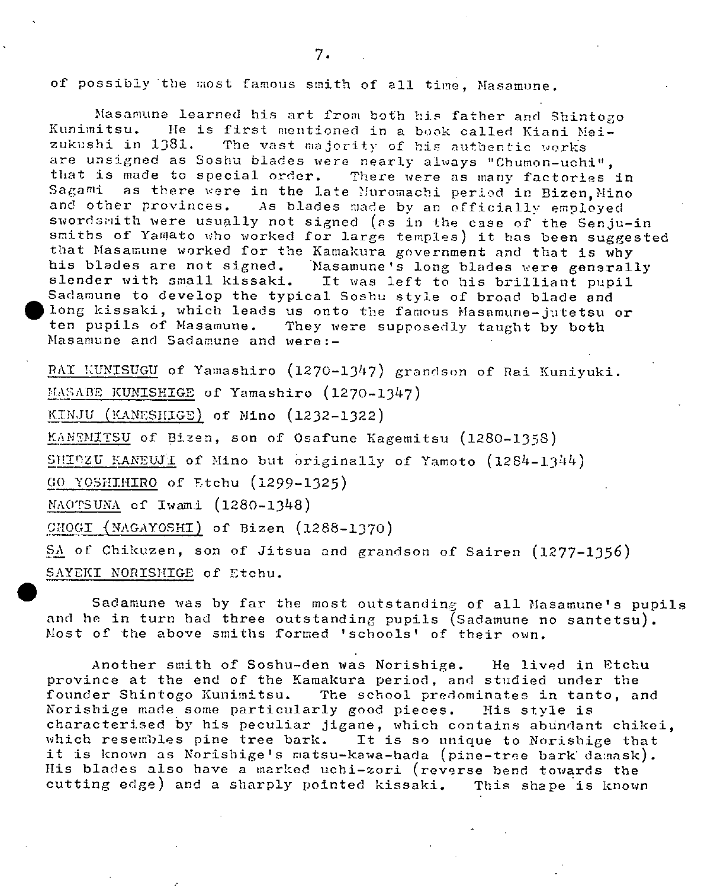of possibly the most famous smith of all time, Masamune.

Masamune learned his art from both his father and Shintogo Kunimitsu. He is first mentioned in a book called Kiani Meizukushi in 1381. The vast majority of his authentic works are unsigned as Soshu blades were nearly always "Chumon-uchi", that is made to special order. There were as many factories in Sagami as there were in the late Muromachi period in Bizen, Mino and other provinces. As blades made by an officially employed swordsmith were usually not signed (as in the case of the Senju-in smiths of Yamato who worked for large temples) it has been suggested that Masamune worked for the Kamakura government and that is why his blades are not signed. Masamune's long blades were generally slender with small kissaki. It was left to his brilliant pupil Sadamune to develop the typical Soshu style of broad blade and long kissaki, which leads us onto the famous Masamune-jutetsu or ten pupils of Masamune. They were supposedly taught by both Masamune and Sadamune and were:-

RAI KUNISUGU of Yamashiro (1270-1347) grandson of Rai Kuniyuki.

HASABE KUNISHIGE of Yamashiro (1270-1347)

KINJU (KANESHIGE) of Mino (1232-1322)

KANEMITSU of Bizen, son of Osafune Kagemitsu (1280-1358)

SHIDZU KANEUJI of Mino but originally of Yamoto (1284-1344)

GO YOSHIHIRO of Etchu (1299-1325)

NAOTSUNA of Iwami (1280-1348)

CHOGI (NAGAYOSHI) of Bizen (1288-1370)

SA of Chikuzen, son of Jitsua and grandson of Sairen (1277-1356)

SAYEKI NORISHIGE of Etchu.

Sadamune was by far the most outstanding of all Masamune's pupils and he in turn had three outstanding pupils (Sadamune no santetsu). Most of the above smiths formed 'schools' of their own.

Another smith of Soshu-den was Norishige. He lived in Etchu province at the end of the Kamakura period, and studied under the founder Shintogo Kunimitsu. The school predominates in tanto, and Norishige made some particularly good pieces. His style is characterised by his peculiar jigane, which contains abundant chikei, which resembles pine tree bark. It is so unique to Norishige that it is known as Norishige's matsu-kawa-hada (pine-tree bark damask). His blades also have a marked uchi-zori (reverse bend towards the cutting edge) and a sharply pointed kissaki. This shape is known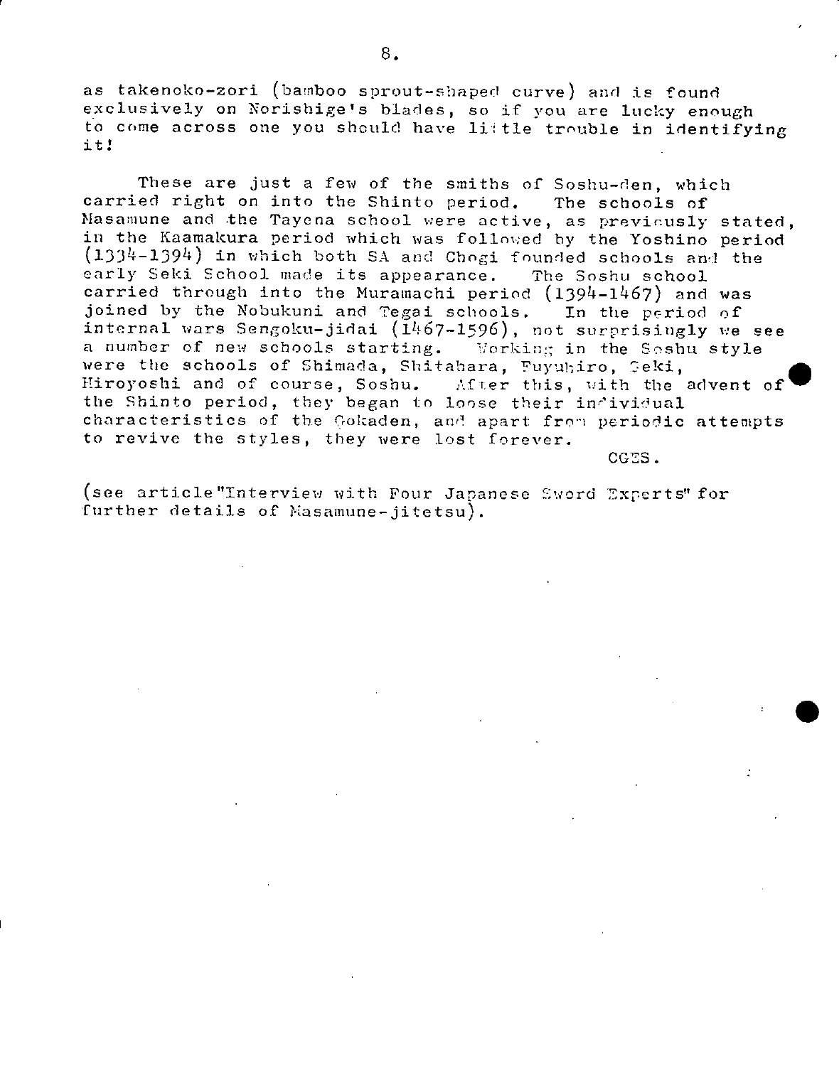as takenoko-zori (bamboo sprout-shaped curve) and is found exclusively on Norishige's blades, so if you are lucky enough to come across one you should have little trouble in identifying it!

These are just a few of the smiths of Soshu-den, which carried right on into the Shinto period. The schools of Masamune and the Tayena school were active, as previously stated, in the Kaamakura period which was followed by the Yoshino period (1334-1394) in which both SA and Chogi founded schools and the early Seki School made its appearance. The Soshu school carried through into the Muramachi period (1394-1467) and was joined by the Nobukuni and Tegai schools. In the period of internal wars Sengoku-jidai (1467-1596), not surprisingly we see a number of new schools starting. Working in the Soshu style were the schools of Shimada, Shitahara, Fuyuhiro, Seki, Hiroyoshi and of course, Soshu. After this, with the advent of the Shinto period, they began to loose their individual characteristics of the Gokaden, and apart from periodic attempts to revive the styles, they were lost forever.

CGES.

(see article "Interview with Four Japanese Sword Experts" for further details of Masamune-jitetsu).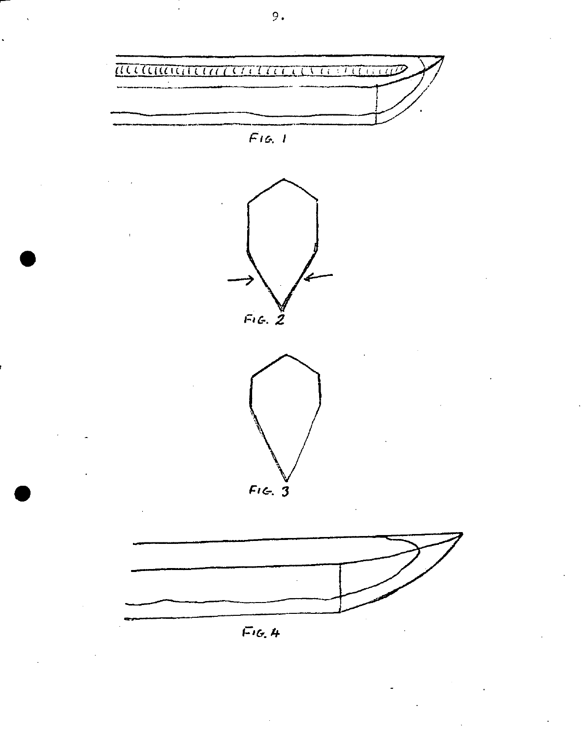FIG. 1

FIG. 2

FIG. 3

FIG. 4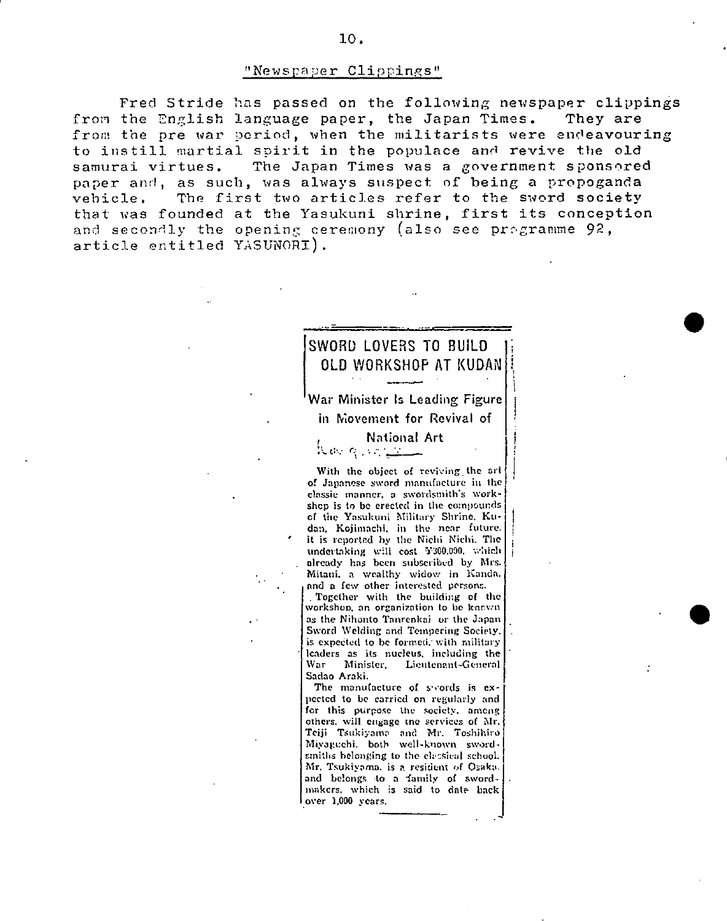## "Newspaper Clippings"

Fred Stride has passed on the following newspaper clippings from the English language paper, the Japan Times. They are from the pre war period, when the militarists were endeavouring to instill martial spirit in the populace and revive the old samurai virtues. The Japan Times was a government sponsored paper and, as such, was always suspect of being a propoganda vehicle. The first two articles refer to the sword society that was founded at the Yasukuni shrine, first its conception and secondly the opening ceremony (also see programme 92, article entitled YASUNORI).

### SWORD LOVERS TO BUILD OLD WORKSHOP AT KUDAN

#### War Minister Is Leading Figure in Movement for Revival of National Art

With the object of reviving the art of Japanese sword manufacture in the classic manner, a swordsmith's workshop is to be erected in the compounds of the Yasukuni Military Shrine, Kudan, Kojimachi, in the near future, it is reported by the Nichi Nichi. The undertaking will cost ¥300,000, which already has been subscribed by Mrs. Mitani, a wealthy widow in Kanda, and a few other interested persons.

Together with the building of the workshop, an organization to be known as the Nihonto Tanrenkai or the Japan Sword Welding and Tempering Society, is expected to be formed, with military leaders as its nucleus, including the War Minister, Lieutenant-General Sadao Araki.

The manufacture of swords is expected to be carried on regularly and for this purpose the society, among others, will engage the services of Mr. Teiji Tsukiyama and Mr. Toshihiro Miyaguchi, both well-known swordsmiths belonging to the classical school. Mr. Tsukiyama, is a resident of Osaka, and belongs to a family of swordmakers, which is said to date back over 1,000 years.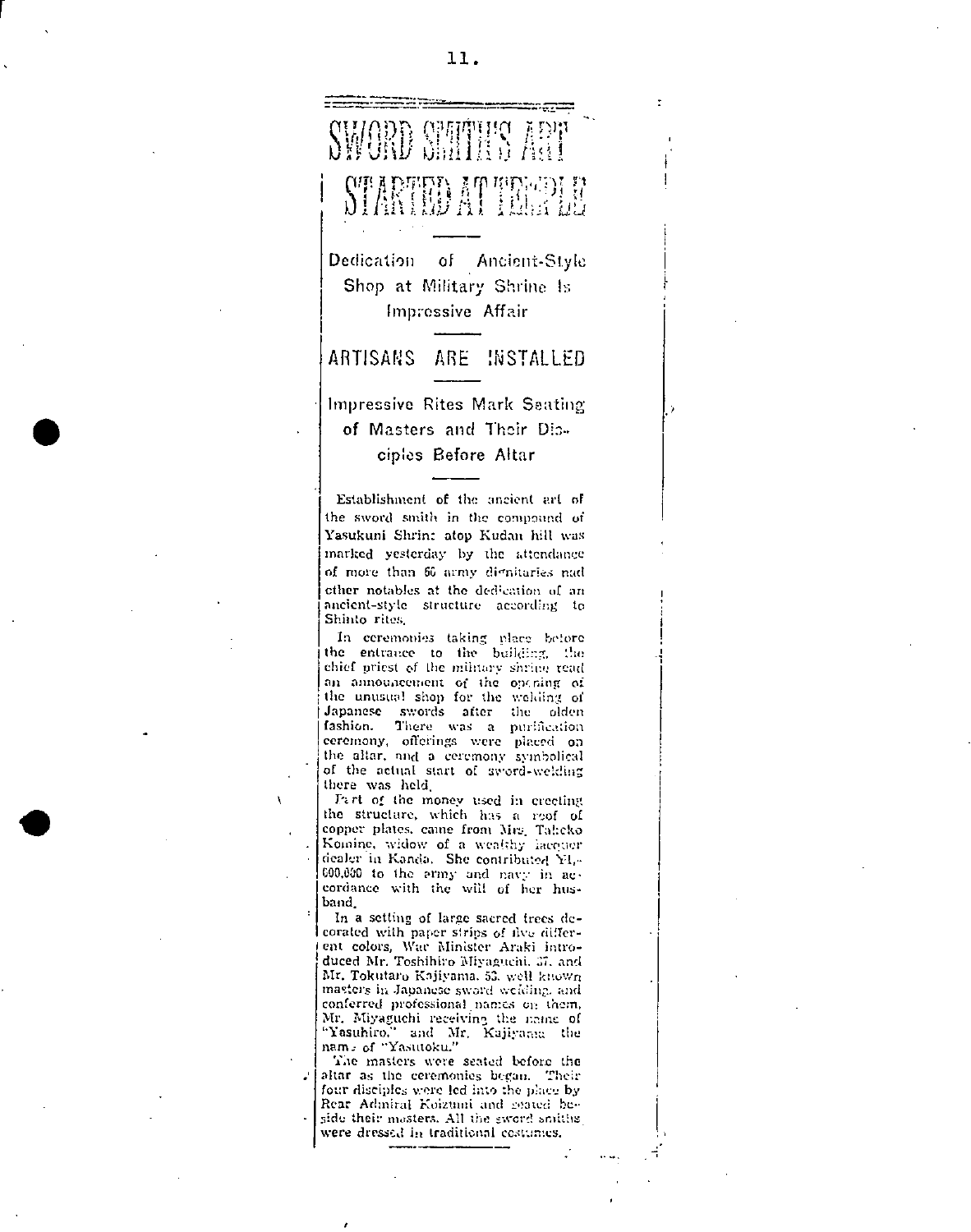# SWORD SMITH'S ART STARTED AT TEMPLE

### Dedication of Ancient-Style Shop at Military Shrine Is Impressive Affair

## ARTISANS ARE INSTALLED

### Impressive Rites Mark Seating of Masters and Their Disciples Before Altar

Establishment of the ancient art of the sword smith in the compound of Yasukuni Shrine atop Kudan hill was marked yesterday by the attendance of more than 60 army dignitaries and other notables at the dedication of an ancient-style structure according to Shinto rites.

In ceremonies taking place before the entrance to the building, the chief priest of the military shrine read an announcement of the opening of the unusual shop for the welding of Japanese swords after the olden fashion. There was a purification ceremony, offerings were placed on the altar, and a ceremony symbolical of the actual start of sword-welding there was held.

Part of the money used in erecting the structure, which has a roof of copper plates, came from Mrs. Takeko Komine, widow of a wealthy lacquer dealer in Kanda. She contributed Y1,600,000 to the army and navy in accordance with the will of her husband.

In a setting of large sacred trees decorated with paper strips of five different colors, War Minister Araki introduced Mr. Toshihiro Miyaguchi, 37, and Mr. Tokutaro Kajiyama, 53, well known masters in Japanese sword welding, and conferred professional names on them, Mr. Miyaguchi receiving the name of "Yasuhiro," and Mr. Kajiyama the name of "Yasutoku."

The masters were seated before the altar as the ceremonies began. Their four disciples were led into the place by Rear Admiral Koizumi and seated beside their masters. All the sword smiths were dressed in traditional costumes.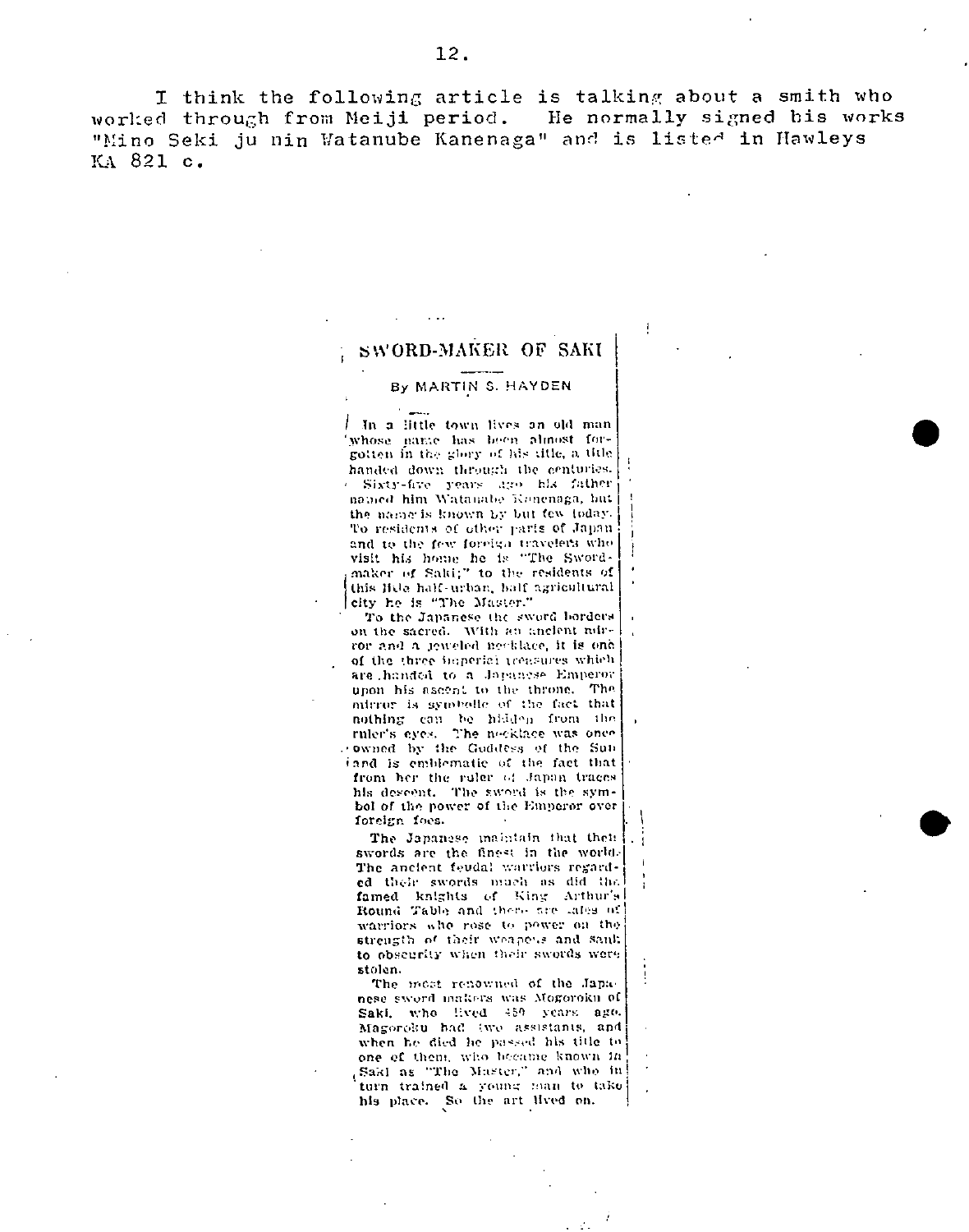I think the following article is talking about a smith who worked through from Meiji period. He normally signed his works "Mino Seki ju nin Watanube Kanenaga" and is listed in Hawleys KA 821 c.

## SWORD-MAKER OF SAKI

By MARTIN S. HAYDEN

In a little town lives an old man whose name has been almost forgotten in the glory of his title, a title handed down through the centuries. Sixty-five years ago his father named him Watanabe Kanenaga, but the name is known by but few today. To residents of other parts of Japan and to the few foreign travelers who visit his home he is "The Sword-maker of Saki;" to the residents of this little half-urban, half agricultural city he is "The Master."

To the Japanese the sword borders on the sacred. With an ancient mirror and a jeweled necklace, it is one of the three imperial treasures which are handed to a Japanese Emperor upon his ascent to the throne. The mirror is symbolic of the fact that nothing can be hidden from the ruler's eyes. The necklace was once owned by the Goddess of the Sun and is emblematic of the fact that from her the ruler of Japan traces his descent. The sword is the symbol of the power of the Emperor over foreign foes.

The Japanese maintain that their swords are the finest in the world. The ancient feudal warriors regarded their swords much as did the famed knights of King Arthur's Round Table and there are tales of warriors who rose to power on the strength of their weapons and sank to obscurity when their swords were stolen.

The most renowned of the Japanese sword makers was Mogoroku of Saki, who lived 450 years ago. Magoroku had two assistants, and when he died he passed his title to one of them, who became known in Saki as "The Master," and who in turn trained a young man to take his place. So the art lived on.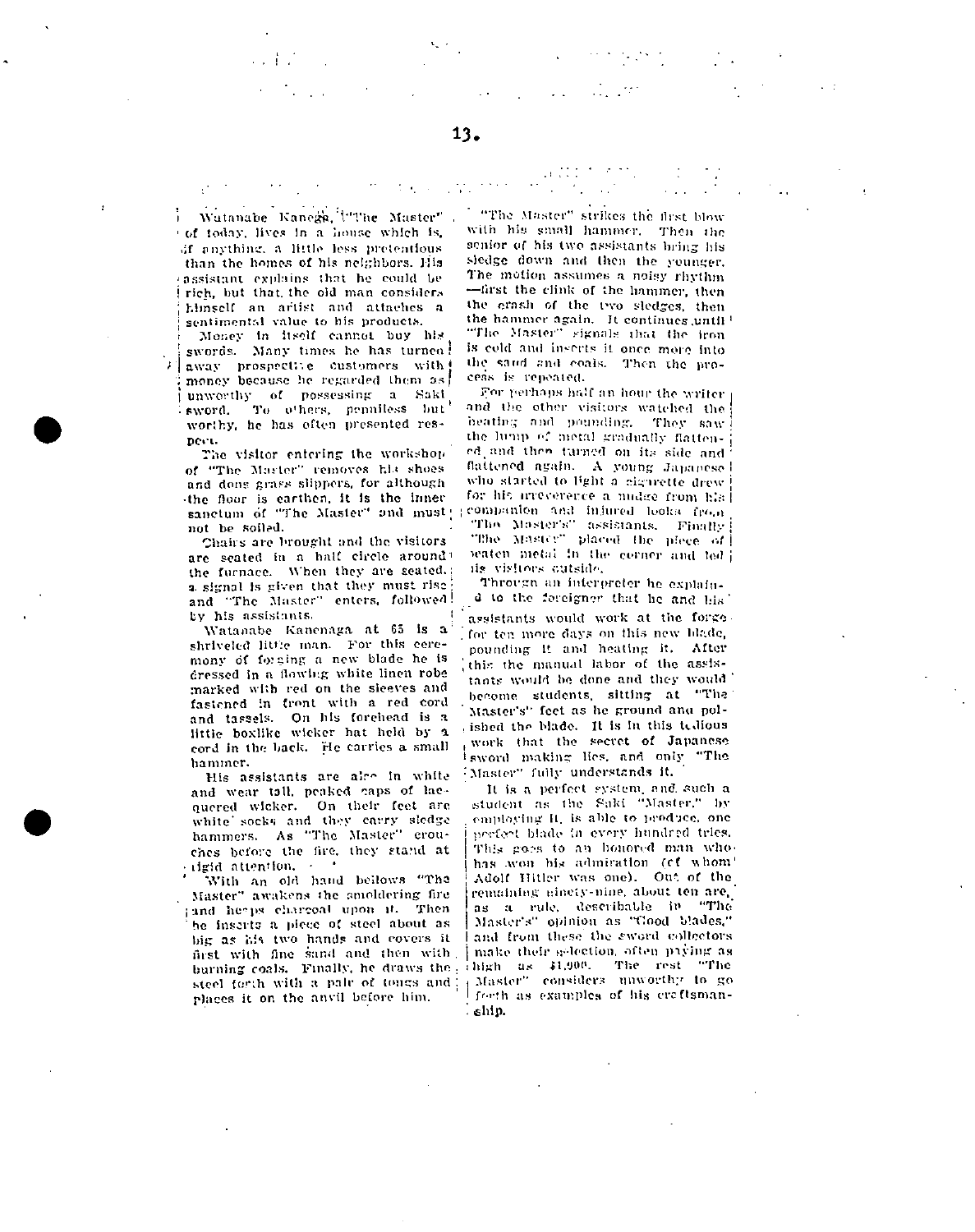Watanabe Kanega, "The Master" of today, lives in a house which is, if anything, a little less pretentious than the homes of his neighbors. His assistant explains that he could be rich, but that the old man considers himself an artist and attaches a sentimental value to his products.

Money in itself cannot buy his swords. Many times he has turned away prospective customers with money because he regarded them as unworthy of possessing a Saki sword. To others, penniless but worthy, he has often presented respect.

The visitor entering the workshop of "The Master" removes his shoes and dons grass slippers, for although the floor is earthen, it is the inner sanctum of "The Master" and must not be soiled.

Chairs are brought and the visitors are seated in a half circle around the furnace. When they are seated, a signal is given that they must rise and "The Master" enters, followed by his assistants.

Watanabe Kanenaga at 65 is a shriveled little man. For this ceremony of forging a new blade he is dressed in a flowing white linen robe marked with red on the sleeves and fastened in front with a red cord and tassels. On his forehead is a little boxlike wicker hat held by a cord in the back. He carries a small hammer.

His assistants are also in white and wear tall, peaked caps of lacquered wicker. On their feet are white socks and they carry sledge hammers. As "The Master" crouches before the fire, they stand at rigid attention.

With an old hand bellows "The Master" awakens the smoldering fire and heaps charcoal upon it. Then he inserts a piece of steel about as big as his two hands and covers it first with fine sand and then with burning coals. Finally, he draws the steel forth with a pair of tongs and places it on the anvil before him.

"The Master" strikes the first blow with his small hammer. Then the senior of his two assistants brings his sledge down and then the younger. The motion assumes a noisy rhythm —first the clink of the hammer, then the crash of the two sledges, then the hammer again. It continues until "The Master" signals that the iron is cold and inserts it once more into the sand and coals. Then the process is repeated.

For perhaps half an hour the writer and the other visitors watched the heating and pounding. They saw the lump of metal gradually flattened and then turned on its side and flattened again. A young Japanese who started to light a cigarette drew for his irreverence a nudge from his companion and injured looks from "The Master's" assistants. Finally "The Master" placed the piece of beaten metal in the corner and led his visitors outside.

Through an interpreter he explained to the foreigner that he and his assistants would work at the forge for ten more days on this new blade, pounding it and heating it. After this the manual labor of the assistants would be done and they would become students, sitting at "The Master's" feet as he ground and polished the blade. It is in this tedious work that the secret of Japanese sword making lies, and only "The Master" fully understands it.

It is a perfect system, and such a student as the Saki "Master," by employing it, is able to produce one perfect blade in every hundred tries. This goes to an honored man who has won his admiration (of whom Adolf Hitler was one). Out of the remaining ninety-nine, about ten are, as a rule, describable in "The Master's" opinion as "Good blades," and from these the sword collectors make their selection, often paying as high as $1,000. The rest "The Master" considers unworthy to go forth as examples of his craftsmanship.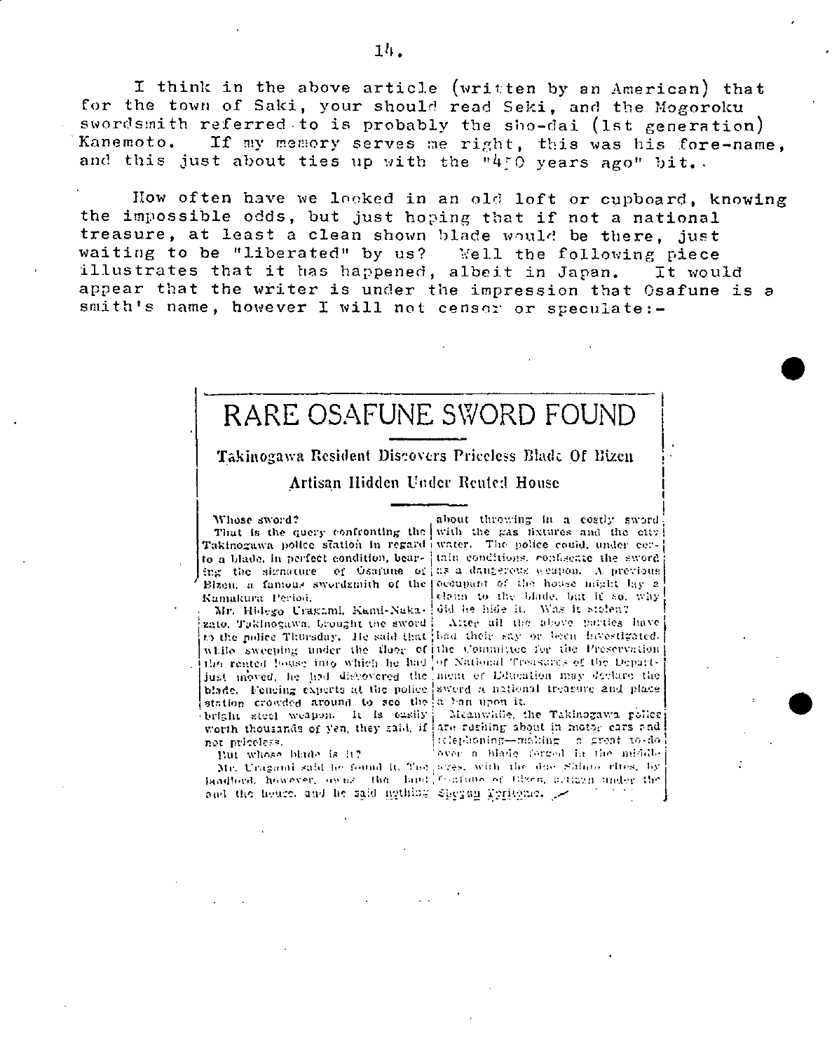I think in the above article (written by an American) that for the town of Saki, your should read Seki, and the Mogoroku swordsmith referred to is probably the sho-dai (1st generation) Kanemoto. If my memory serves me right, this was his fore-name, and this just about ties up with the "450 years ago" bit.

How often have we looked in an old loft or cupboard, knowing the impossible odds, but just hoping that if not a national treasure, at least a clean shown blade would be there, just waiting to be "liberated" by us? Well the following piece illustrates that it has happened, albeit in Japan. It would appear that the writer is under the impression that Osafune is a smith's name, however I will not censor or speculate:-

# RARE OSAFUNE SWORD FOUND

## Takinogawa Resident Discovers Priceless Blade Of Bizen Artisan Hidden Under Rented House

Whose sword?

That is the query confronting the Takinogawa police station in regard to a blade, in perfect condition, bearing the signature of Osafune of Bizen, a famous swordsmith of the Kamakura Period.

Mr. Hidego Uragami, Kami-Nakazato, Takinogawa, brought the sword to the police Thursday. He said that while sweeping under the floor of the rented house into which he had just moved, he had discovered the blade. Fencing experts at the police station crowded around to see the bright steel weapon. It is easily worth thousands of yen, they said, if not priceless.

But whose blade is it?

Mr. Uragami said he found it. The landlord, however, owns the land and the house, and he said nothing about throwing in a costly sword with the gas fixtures and the city water. The police could, under certain conditions, confiscate the sword as a dangerous weapon. A previous occupant of the house might lay a claim to the blade, but if so, why did he hide it. Was it stolen?

After all the above parties have had their say or been investigated, the Committee for the Preservation of National Treasures of the Department of Education may declare the sword a national treasure and place a ban upon it.

Meanwhile, the Takinogawa police are rushing about in motor cars and telephoning—making a great to-do over a blade forged in the middle ages, with the due Shinto rites, by Osafune of Bizen, artisan under the Shogun Yoritomo.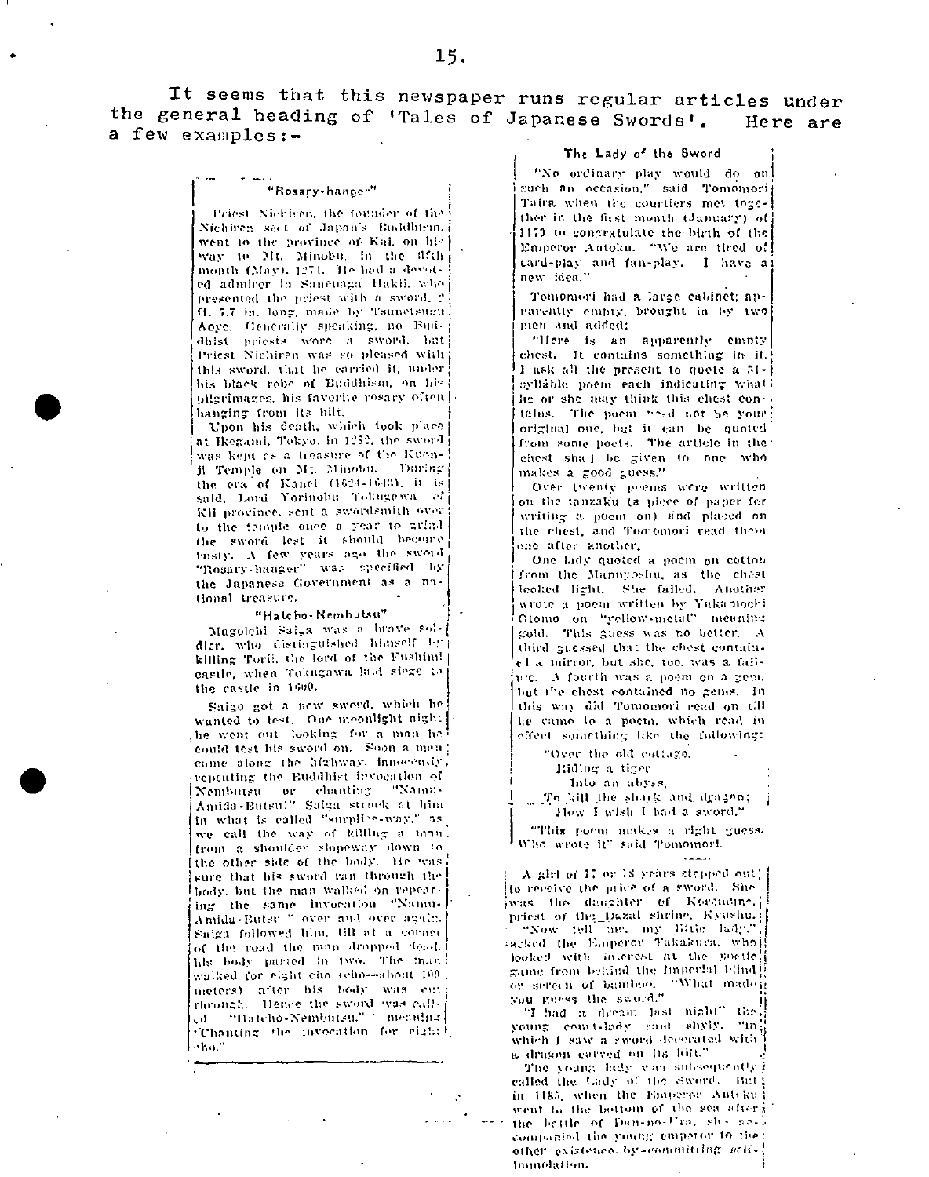It seems that this newspaper runs regular articles under the general heading of 'Tales of Japanese Swords'. Here are a few examples:-

### "Rosary-hanger"

Priest Nichiren, the founder of the Nichiren sect of Japan's Buddhism, went to the province of Kai, on his way to Mt. Minobu, in the fifth month (May), 1274. He had a devoted admirer in Sanenaga Hakii, who presented the priest with a sword, 2 ft. 7.7 in. long, made by Tsunetsugu Aoye. Generally speaking, no Buddhist priests wore a sword, but Priest Nichiren was so pleased with this sword, that he carried it, under his black robe of Buddhism, on his pilgrimages, his favorite rosary often hanging from its hilt.

Upon his death, which took place at Ikegami, Tokyo, in 1282, the sword was kept as a treasure of the Kuonji Temple on Mt. Minobu. During the era of Kanei (1624-1643), it is said, Lord Yorinobu Tokugawa of Kii province, sent a swordsmith over to the temple once a year to grind the sword lest it should become rusty. A few years ago the sword "Rosary-hanger" was specified by the Japanese Government as a national treasure.

### "Hatcho-Nembutsu"

Magoichi Saiga was a brave soldier, who distinguished himself by killing Torii, the lord of the Fushimi castle, when Tokugawa laid siege to the castle in 1600.

Saigo got a new sword, which he wanted to test. One moonlight night he went out looking for a man he could test his sword on. Soon a man came along the highway, innocently repeating the Buddhist invocation of Nembutsu or chanting "Namu-Amida-Butsu!" Saiga struck at him in what is called "surplice-way," as we call the way of killing a man from a shoulder slopeway down to the other side of the body. He was sure that his sword ran through the body, but the man walked on repeating the same invocation "Namu-Amida-Butsu" over and over again. Saiga followed him, till at a corner of the road the man dropped dead, his body parted in two. The man walked for eight cho (cho—about 100 meters) after his body was cut through. Hence the sword was called "Hatcho-Nembutsu," meaning "Chanting the invocation for eight cho."

### The Lady of the Sword

"No ordinary play would do on such an occasion," said Tomomori Taira when the courtiers met together in the first month (January) of 1179 to congratulate the birth of the Emperor Antoku. "We are tired of card-play and fan-play. I have a new idea."

Tomomori had a large cabinet, apparently empty, brought in by two men and added:

"Here is an apparently empty chest. It contains something in it. I ask all the present to quote a 31-syllable poem each indicating what he or she may think this chest contains. The poem need not be your original one, but it can be quoted from some poets. The article in the chest shall be given to one who makes a good guess."

Over twenty poems were written on the tanzaku (a piece of paper for writing a poem on) and placed on the chest, and Tomomori read them one after another.

One lady quoted a poem on cotton from the Manyoshu, as the chest looked light. She failed. Another wrote a poem written by Yakamochi Otomo on "yellow-metal" meaning gold. This guess was no better. A third guessed that the chest contained a mirror, but she, too, was a failure. A fourth was a poem on a gem, but the chest contained no gems. In this way did Tomomori read on till he came to a poem, which read in effect something like the following:

> "Over the old cottage,
> Riding a tiger
> Into an abyss,
> To kill the shark and dragon;
> How I wish I had a sword."

"This poem makes a right guess. Who wrote it" said Tomomori.

A girl of 17 or 18 years stepped out to receive the price of a sword. She was the daughter of Koremune, priest of the Dazai shrine, Kyushu.

"Now tell me, my little lady," asked the Emperor Takakura, who looked with interest at the poetic game from behind the Imperial Blind or screen of bamboo. "What made you guess the sword."

"I had a dream last night" the young court-lady said shyly, "in which I saw a sword decorated with a dragon carved on its hilt."

The young lady was subsequently called the Lady of the Sword. But in 1185, when the Emperor Antoku went to the bottom of the sea after the battle of Dan-no-Ura, she accompanied the young emperor to the other existence by committing self-immolation.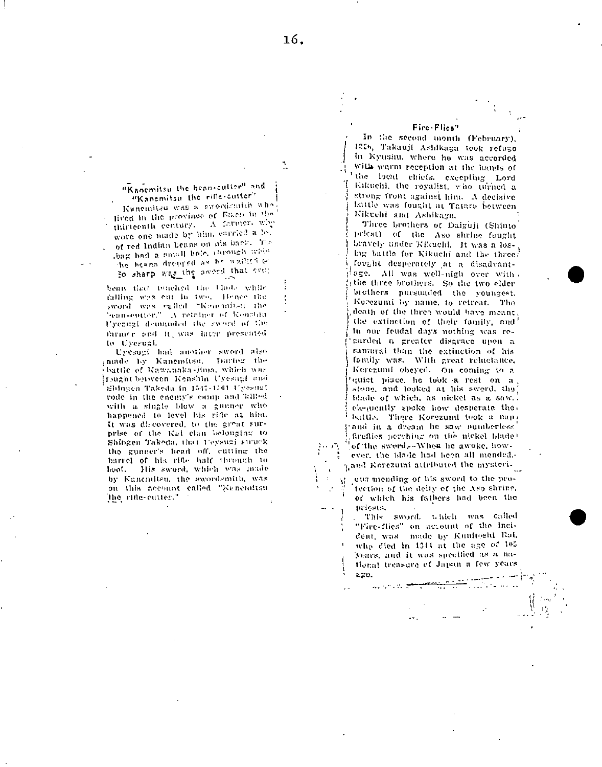### "Kanemitsu the bean-cutter" and "Kanemitsu the rifle-cutter"

Kanemitsu was a swordsmith who lived in the province of Bizen in the thirteenth century. A farmer, who wore one made by him, carried a bag of red Indian beans on his back. The bag had a small hole, through which the beans dropped as he walked. So sharp was the sword that every bean that touched the blade while falling was cut in two. Hence the sword was called "Kanemitsu the bean-cutter." A retainer of Kenshin Uyesugi demanded the sword of the farmer and it was later presented to Uyesugi.

Uyesugi had another sword also made by Kanemitsu. During the battle of Kawanaka-jima, which was fought between Kenshin Uyesugi and Shingen Takeda in 1547-1561 Uyesugi rode in the enemy's camp and killed with a single blow a gunner who happened to level his rifle at him. It was discovered, to the great surprise of the Kai clan belonging to Shingen Takeda, that Uyesugi struck the gunner's head off, cutting the barrel of his rifle half through to boot. His sword, which was made by Kanemitsu, the swordsmith, was on this account called "Kanemitsu the rifle-cutter."

### Fire-Flies"

In the second month (February), 1336, Takauji Ashikaga took refuge in Kyushu, where he was accorded with warm reception at the hands of the local chiefs, excepting Lord Kikuchi, the royalist, who turned a strong front against him. A decisive battle was fought at Tatara between Kikuchi and Ashikaga.

Three brothers of Daiguji (Shinto priest) of the Aso shrine fought bravely under Kikuchi. It was a losing battle for Kikuchi and the three fought desperately at a disadvantage. All was well-nigh over with the three brothers. So the two elder brothers persuaded the youngest, Korezumi by name, to retreat. The death of the three would have meant the extinction of their family, and in our feudal days nothing was regarded a greater disgrace upon a samurai than the extinction of his family was. With great reluctance, Korezumi obeyed. On coming to a quiet place, he took a rest on a stone, and looked at his sword, the blade of which, as nickel as a saw, eloquently spoke how desperate the battle. There Korezumi took a nap, and in a dream he saw numberless fireflies perching on the nickel blade of the sword.--When he awoke, however, the blade had been all mended, and Korezumi attributed the mysterious mending of his sword to the protection of the deity of the Aso shrine, of which his fathers had been the priests.

This sword, which was called "Fire-flies" on account of the incident, was made by Kunitoshi Rai, who died in 1344 at the age of 105 years, and it was specified as a national treasure of Japan a few years ago.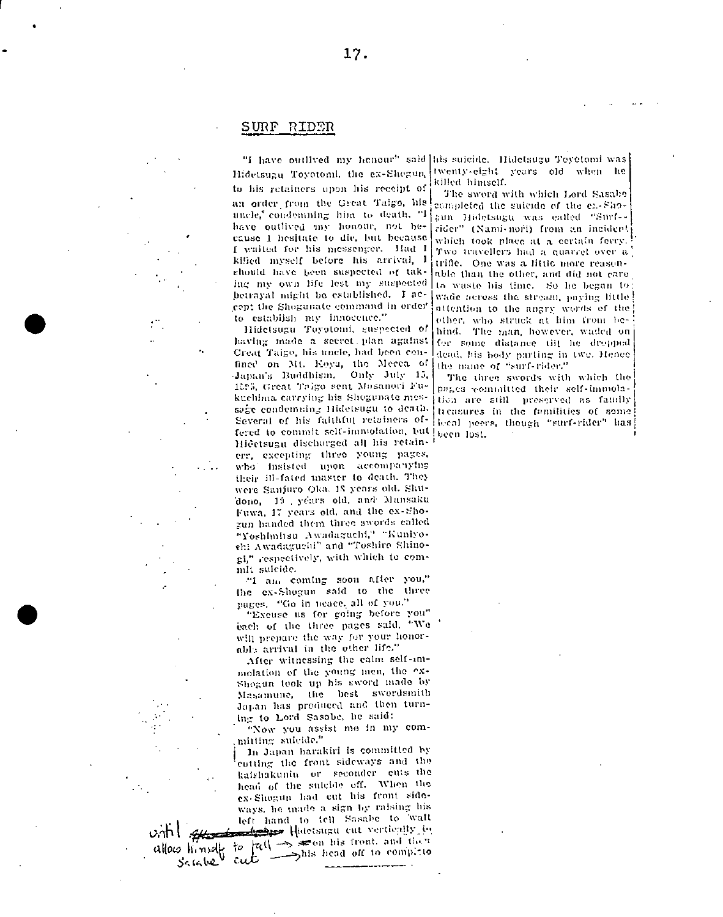## SURF RIDER

"I have outlived my honour" said Hidetsugu Toyotomi, the ex-Shogun, to his retainers upon his receipt of an order from the Great Taigo, his uncle, condemning him to death. "I have outlived my honour, not because I hesitate to die, but because I waited for his messenger. Had I killed myself before his arrival, I should have been suspected of taking my own life lest my suspected betrayal might be established. I accept the Shogunate command in order to establish my innocence."

Hidetsugu Toyotomi, suspected of having made a secret plan against Great Taigo, his uncle, had been confined on Mt. Koya, the Mecca of Japan's Buddhism. Only July 15, 1595, Great Taigo sent Masanori Fukushima carrying his Shogunate message condemning Hidetsugu to death. Several of his faithful retainers offered to commit self-immolation, but Hidetsugu discharged all his retainers, excepting three young pages, who insisted upon accompanying their ill-fated master to death. They were Sanjuro Oka, 18 years old, Shudono, 19 years old, and Mansaku Fuwa, 17 years old, and the ex-Shogun handed them three swords called "Yoshimitsu Awadaguchi," "Kuniyoshi Awadaguchi" and "Toshiro Shinogi," respectively, with which to commit suicide.

"I am coming soon after you," the ex-Shogun said to the three pages. "Go in peace, all of you."

"Excuse us for going before you" each of the three pages said. "We will prepare the way for your honorable arrival in the other life."

After witnessing the calm self-immolation of the young men, the ex-Shogun took up his sword made by Masamune, the best swordsmith Japan has produced and then turning to Lord Sasabe, he said:

"Now you assist me in my committing suicide."

In Japan harakiri is committed by cutting the front sideways and the kaishakunin or seconder cuts the head of the suicide off. When the ex-Shogun had cut his front sideways, he made a sign by raising his left hand to tell Sasabe to wait until ~~[struck out]~~ Hidetsugu cut vertically in allows himself to fall → on his front, and then Sasabe cut → his head off to complete his suicide. Hidetsugu Toyotomi was twenty-eight years old when he killed himself.

The sword with which Lord Sasabe completed the suicide of the ex-Shogun Hidetsugu was called "Surf-rider" (Nami-nori) from an incident which took place at a certain ferry. Two travellers had a quarrel over a trifle. One was a little more reasonable than the other, and did not care to waste his time. So he began to wade across the stream, paying little attention to the angry words of the other, who struck at him from behind. The man, however, waded on for some distance till he dropped dead, his body parting in two. Hence the name of "surf-rider."

The three swords with which the pages committed their self-immolation are still preserved as family treasures in the families of some local peers, though "surf-rider" has been lost.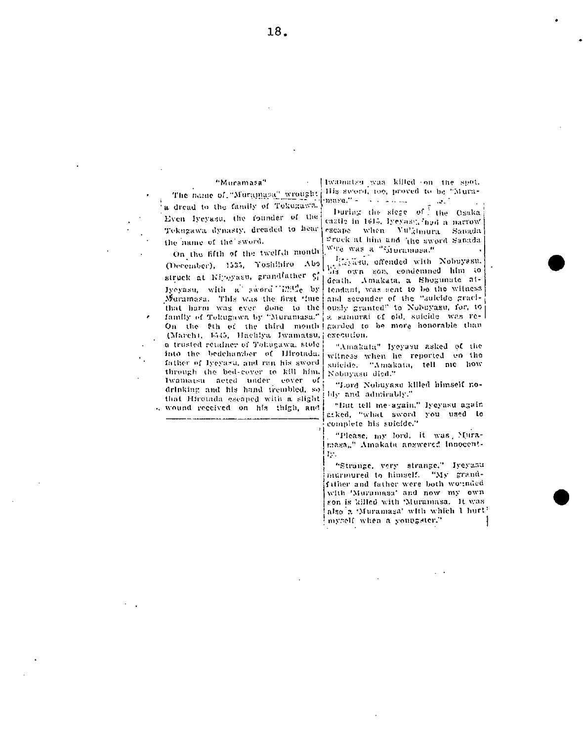"Muramasa"

The name of "Muramasa" wrought a dread to the family of Tokugawa. Even Iyeyasu, the founder of the Tokugawa dynasty, dreaded to hear the name of the sword.

On the fifth of the twelfth month (December), 1535, Yoshihiro Abe struck at Kiyoyasu, grandfather of Iyeyasu, with a sword made by Muramasa. This was the first time that harm was ever done to the family of Tokugawa by "Muramasa." On the 9th of the third month (March), 1545, Hachiya Iwamatsu, a trusted retainer of Tokugawa, stole into the bedchamber of Hirotada, father of Iyeyasu, and ran his sword through the bed-cover to kill him. Iwamatsu acted under cover of drinking and his hand trembled, so that Hirotada escaped with a slight wound received on his thigh, and Iwamatsu was killed on the spot. His sword, too, proved to be "Muramasa."

During the siege of the Osaka castle in 1615, Iyeyasu had a narrow escape when Yukimura Sanada struck at him and the sword Sanada wore was a "Muramasa."

Iyeyasu, offended with Nobuyasu, his own son, condemned him to death. Amakata, a Shogunate attendant, was sent to be the witness and seconder of the "suicide graciously granted" to Nobuyasu, for, to a samurai of old, suicide was regarded to be more honorable than execution.

"Amakata" Iyeyasu asked of the witness when he reported on the suicide. "Amakata, tell me how Nobuyasu died."

"Lord Nobuyasu killed himself nobly and admirably."

"But tell me again," Iyeyasu again asked, "what sword you used to complete his suicide."

"Please, my lord, it was Muramasa," Amakata answered innocently.

"Strange, very strange," Iyeyasu murmured to himself. "My grandfather and father were both wounded with 'Muramasa' and now my own son is killed with 'Muramasa. It was also a 'Muramasa' with which I hurt myself when a youngster."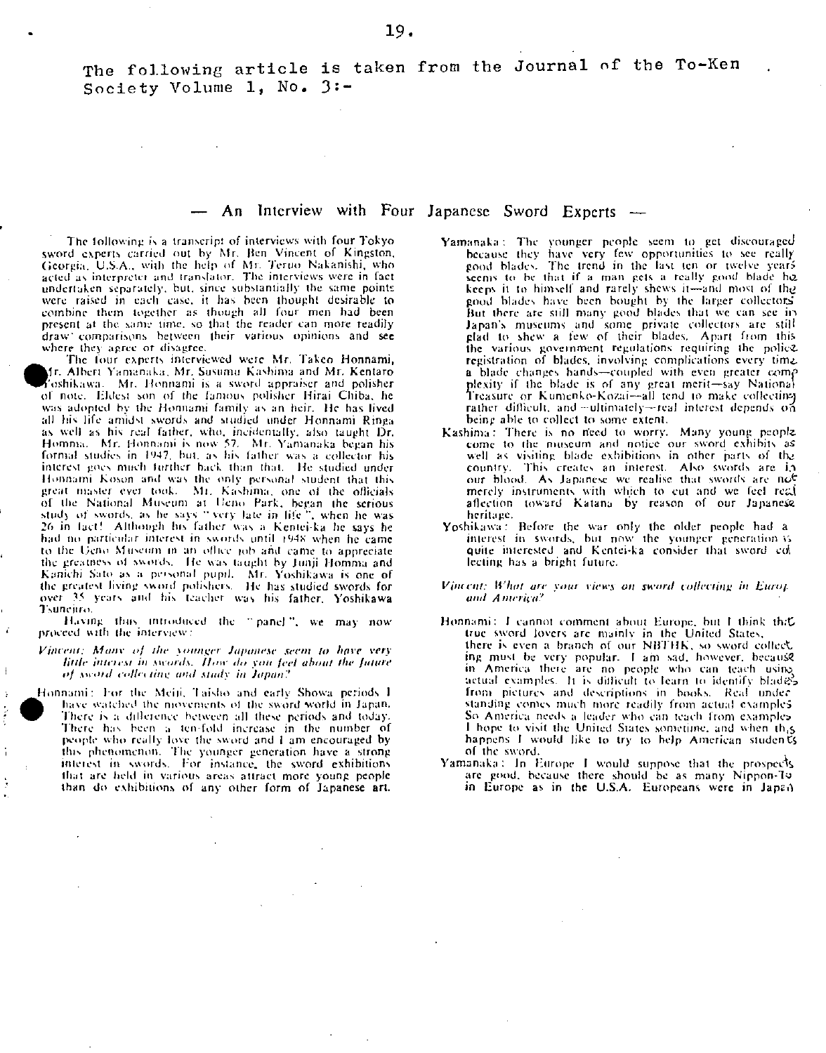The following article is taken from the Journal of the To-Ken Society Volume 1, No. 3:-

## — An Interview with Four Japanese Sword Experts —

The following is a transcript of interviews with four Tokyo sword experts carried out by Mr. Ben Vincent of Kingston, Georgia, U.S.A., with the help of Mr. Teruo Nakanishi, who acted as interpreter and translator. The interviews were in fact undertaken separately, but, since substantially the same points were raised in each case, it has been thought desirable to combine them together as though all four men had been present at the same time, so that the reader can more readily draw comparisons between their various opinions and see where they agree or disagree.

The four experts interviewed were Mr. Takeo Honnami, Mr. Albert Yamanaka, Mr. Susumu Kashima and Mr. Kentaro Yoshikawa. Mr. Honnami is a sword appraiser and polisher of note. Eldest son of the famous polisher Hirai Chiba, he was adopted by the Honnami family as an heir. He has lived all his life amidst swords and studied under Honnami Ringa as well as his real father, who, incidentally, also taught Dr. Homma. Mr. Honnami is now 57. Mr. Yamanaka began his formal studies in 1947, but, as his father was a collector his interest goes much further back than that. He studied under Honnami Koson and was the only personal student that this great master ever took. Mr. Kashima, one of the officials of the National Museum at Ueno Park, began the serious study of swords, as he says "very late in life", when he was 26 in fact! Although his father was a Kentei-ka he says he had no particular interest in swords until 1948 when he came to the Ueno Museum in an office job and came to appreciate the greatness of swords. He was taught by Junji Homma and Kanichi Sato as a personal pupil. Mr. Yoshikawa is one of the greatest living sword polishers. He has studied swords for over 35 years and his teacher was his father, Yoshikawa Tsunejiro.

Having thus introduced the "panel", we may now proceed with the interview:

*Vincent: Many of the younger Japanese seem to have very little interest in swords. How do you feel about the future of sword collecting and study in Japan?*

Honnami: For the Meiji, Taisho and early Showa periods I have watched the movements of the sword world in Japan. There is a difference between all these periods and today. There has been a ten-fold increase in the number of people who really love the sword and I am encouraged by this phenomenon. The younger generation have a strong interest in swords. For instance, the sword exhibitions that are held in various areas attract more young people than do exhibitions of any other form of Japanese art.

Yamanaka: The younger people seem to get discouraged because they have very few opportunities to see really good blades. The trend in the last ten or twelve years seems to be that if a man gets a really good blade he keeps it to himself and rarely shews it—and most of the good blades have been bought by the larger collectors. But there are still many good blades that we can see in Japan's museums and some private collectors are still glad to shew a few of their blades. Apart from this the various government regulations requiring the police registration of blades, involving complications every time a blade changes hands—coupled with even greater complexity if the blade is of any great merit—say National Treasure or Kumenko-Kozai—all tend to make collecting rather difficult, and—ultimately—real interest depends on being able to collect to some extent.

Kashima: There is no need to worry. Many young people come to the museum and notice our sword exhibits as well as visiting blade exhibitions in other parts of the country. This creates an interest. Also swords are in our blood. As Japanese we realise that swords are not merely instruments with which to cut and we feel real affection toward Katana by reason of our Japanese heritage.

Yoshikawa: Before the war only the older people had a interest in swords, but now the younger generation is quite interested and Kentei-ka consider that sword collecting has a bright future.

*Vincent: What are your views on sword collecting in Europe and America?*

Honnami: I cannot comment about Europe, but I think that true sword lovers are mainly in the United States, there is even a branch of our NBTHK, so sword collecting must be very popular. I am sad, however, because in America there are no people who can teach using actual examples. It is difficult to learn to identify blades from pictures and descriptions in books. Real understanding comes much more readily from actual examples. So America needs a leader who can teach from examples. I hope to visit the United States sometime, and when this happens I would like to try to help American students of the sword.

Yamanaka: In Europe I would suppose that the prospects are good, because there should be as many Nippon-To in Europe as in the U.S.A. Europeans were in Japan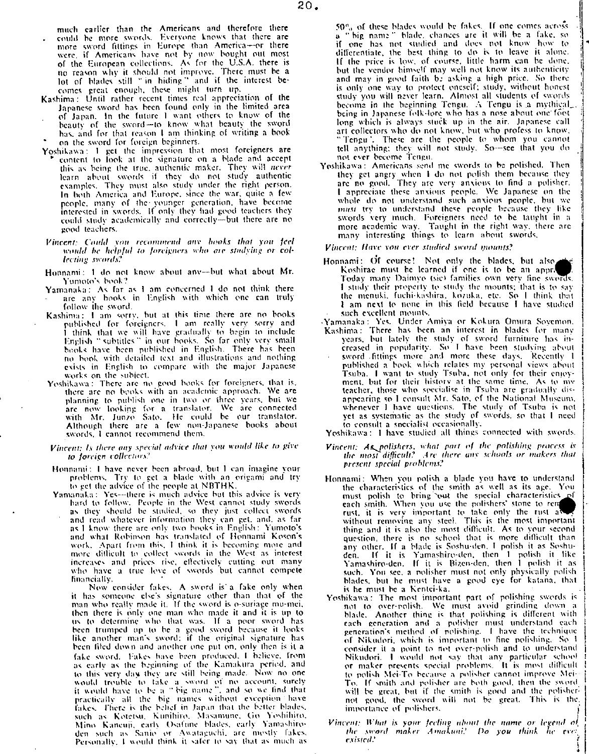much earlier than the Americans and therefore there could be more swords. Everyone knows that there are more sword fittings in Europe than America—or there were, if Americans have not by now bought out most of the European collections. As for the U.S.A. there is no reason why it should not improve. There must be a lot of blades still "in hiding" and if the interest becomes great enough, these might turn up.

**Kashima:** Until rather recent times real appreciation of the Japanese sword has been found only in the limited area of Japan. In the future I want others to know of the beauty of the sword—to know what beauty the sword has, and for that reason I am thinking of writing a book on the sword for foreign beginners.

**Yoshikawa:** I get the impression that most foreigners are content to look at the signature on a blade and accept this as being the true, authentic maker. They will *never* learn about swords if they do not study authentic examples. They must also study under the right person. In both America and Europe, since the war, quite a few people, many of the younger generation, have become interested in swords. If only they had good teachers they could study academically and correctly—but there are no good teachers.

*Vincent: Could you recommend any books that you feel would be helpful to foreigners who are studying or collecting swords?*

**Honnami:** I do not know about any—but what about Mr. Yumoto's book?

**Yamanaka:** As far as I am concerned I do not think there are any books in English with which one can truly follow the sword.

**Kashima:** I am sorry, but at this time there are no books published for foreigners. I am really very sorry and I think that we will have gradually to begin to include English "subtitles" in our books. So far only very small books have been published in English. There has been no book with detailed text and illustrations and nothing exists in English to compare with the major Japanese works on the subject.

**Yoshikawa:** There are no good books for foreigners, that is, there are no books with an academic approach. We are planning to publish one in two or three years, but we are now looking for a translator. We are connected with Mr. Junzo Sato. He could be our translator. Although there are a few non-Japanese books about swords, I cannot recommend them.

*Vincent: Is there any special advice that you would like to give to foreign collectors?*

**Honnami:** I have never been abroad, but I can imagine your problems. Try to get a blade with an origami and try to get the advice of the people at NBTHK.

**Yamanaka:** Yes—there is much advice but this advice is very hard to follow. People in the West cannot study swords as they should be studied, so they just collect swords and read whatever information they can get, and, as far as I know there are only two books in English: Yumoto's and what Robinson has translated of Honnami Koson's work. Apart from this, I think it is becoming more and more difficult to collect swords in the West as interest increases and prices rise, effectively cutting out many who have a true love of swords but cannot compete financially.

Now consider fakes. A sword is a fake only when it has someone else's signature other than that of the man who really made it. If the sword is o-suriage mu-mei, then there is only one man who made it and it is up to us to determine who that was. If a poor sword has been trumped up to be a good sword because it looks like another man's sword; if the original signature has been filed down and another one put on, only then is it a fake sword. Fakes have been produced, I believe, from as early as the beginning of the Kamakura period, and to this very day they are still being made. Now no one would trouble to take a sword of no account, surely it would have to be a "big name", and so we find that practically all the big names without exception have fakes. There is the belief in Japan that the better blades, such as Kotetsu, Kunihiro, Masamune, Go Yoshihiro, Mino Kaneuji, early Osafune blades, early Yamashiro-den such as Sanjo or Awataguchi, are mostly fakes. Personally, I would think it safer to say that as much as 50% of these blades would be fakes. If one comes across a "big name" blade, chances are it will be a fake, so if one has not studied and does not know how to differentiate, the best thing to do is to leave it alone. If the price is low, of course, little harm can be done, but the vendor himself may well not know its authenticity and may in good faith be asking a high price. So there is only one way to protect oneself; study, without honest study you will never learn. Almost all students of swords become in the beginning Tengu. A Tengu is a mythical being in Japanese folk-lore who has a nose about one foot long which is always stuck up in the air. Japanese call art collectors who do not know, but who profess to know, "Tengu". These are the people to whom you cannot tell anything; they will not study. So—see that you do not ever become Tengu.

**Yoshikawa:** Americans send me swords to be polished. Then they get angry when I do not polish them because they are no good. They are very anxious to find a polisher. I appreciate these anxious people. We Japanese on the whole do not understand such anxious people, but we *must* try to understand these people because they like swords very much. Foreigners need to be taught in a more academic way. Taught in the right way, there are many interesting things to learn about swords.

*Vincent: Have you ever studied sword mounts?*

**Honnami:** Of course! Not only the blades, but also the Koshirae must be learned if one is to be an appraiser. Today many Daimyo (sic) families own very fine swords. I study their property to study the mounts; that is to say the menuki, fuchi-kashira, kozuka, etc. So I think that I am next to none in this field because I have studied such excellent mounts.

**Yamanaka:** Yes. Under Amiya or Kokura Omura Soyemon.

**Kashima:** There has been an interest in blades for many years, but lately the study of sword furniture has increased in popularity. So I have been studying about sword fittings more and more these days. Recently I published a book which relates my personal views about Tsuba. I want to study Tsuba, not only for their enjoyment, but for their history at the same time. As to my teacher, those who specialise in Tsuba are gradually disappearing so I consult Mr. Sato, of the National Museum, whenever I have questions. The study of Tsuba is not yet as systematic as the study of swords, so that I need to consult a specialist occasionally.

**Yoshikawa:** I have studied all things connected with swords.

*Vincent: As polishers, what part of the polishing process is the most difficult? Are there any schools or makers that present special problems?*

**Honnami:** When you polish a blade you have to understand the characteristics of the smith as well as its age. You must polish to bring out the special characteristics of each smith. When you use the polishers' stone to remove rust, it is very important to take only the rust away without removing any steel. This is the most important thing and it is also the most difficult. As to your second question, there is no school that is more difficult than any other. If a blade is Soshu-den, I polish it as Soshu-den. If it is Yamashiro-den, then I polish it like Yamashiro-den. If it is Bizen-den, then I polish it as such. You see, a polisher must not only physically polish blades, but he must have a good eye for katana, that is he must be a Kentei-ka.

**Yoshikawa:** The most important part of polishing swords is not to over-polish. We must avoid grinding down a blade. Another thing is that polishing is different with each generation and a polisher must understand each generation's method of polishing. I have the technique of Nikudori, which is important to fine polishing. So I consider it a point to not over-polish and to understand Nikudori. I would not say that any particular school or maker presents special problems. It is most difficult to polish Mei-To because a polisher cannot improve Mei-To. If smith and polisher are both good, then the sword will be great, but if the smith is good and the polisher not good, the sword will not be great. This is the importance of polishers.

*Vincent: What is your feeling about the name or legend of the sword maker Amakuni? Do you think he ever existed?*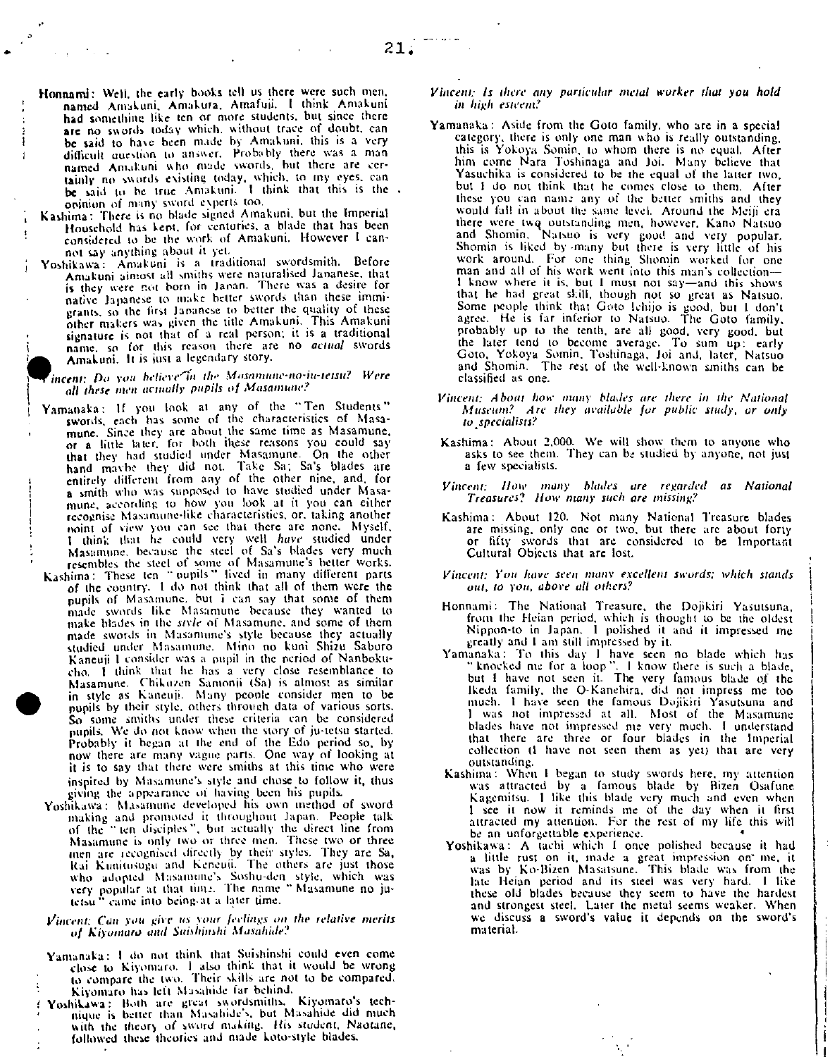**Honnami**: Well, the early books tell us there were such men, named Amakuni, Amakura, Amafuji. I think Amakuni had something like ten or more students, but since there are no swords today which, without trace of doubt, can be said to have been made by Amakuni, this is a very difficult question to answer. Probably there was a man named Amakuni who made swords, but there are certainly no swords existing today, which, to my eyes, can be said to be true Amakuni. I think that this is the opinion of many sword experts too.

**Kashima**: There is no blade signed Amakuni, but the Imperial Household has kept, for centuries, a blade that has been considered to be the work of Amakuni. However I cannot say anything about it yet.

**Yoshikawa**: Amakuni is a traditional swordsmith. Before Amakuni almost all smiths were naturalised Japanese, that is they were not born in Japan. There was a desire for native Japanese to make better swords than these immigrants, so the first Japanese to better the quality of these other makers was given the title Amakuni. This Amakuni signature is not that of a real person; it is a traditional name, so for this reason there are no *actual* swords Amakuni. It is just a legendary story.

*Vincent: Do you believe in the Masamune-no-ju-tetsu? Were all these men actually pupils of Masamune?*

**Yamanaka**: If you look at any of the "Ten Students" swords, each has some of the characteristics of Masamune. Since they are about the same time as Masamune, or a little later, for both these reasons you could say that they had studied under Masamune. On the other hand maybe they did not. Take Sa; Sa's blades are entirely different from any of the other nine, and, for a smith who was supposed to have studied under Masamune, according to how you look at it you can either recognise Masamune-like characteristics, or, taking another point of view you can see that there are none. Myself, I think that he could very well *have* studied under Masamune, because the steel of Sa's blades very much resembles the steel of some of Masamune's better works.

**Kashima**: These ten "pupils" lived in many different parts of the country. I do not think that all of them were the pupils of Masamune, but I can say that some of them made swords like Masamune because they wanted to make blades in the *style* of Masamune, and some of them made swords in Masamune's style because they actually studied under Masamune. Mino no kuni Shizu Saburo Kaneuji I consider was a pupil in the period of Nanboku-cho. I think that he has a very close resemblance to Masamune. Chikuzen Samonji (Sa) is almost as similar in style as Kaneuji. Many people consider men to be pupils by their style, others through data of various sorts. So some smiths under these criteria can be considered pupils. We do not know when the story of ju-tetsu started. Probably it began at the end of the Edo period so, by now there are many vague parts. One way of looking at it is to say that there were smiths at this time who were inspired by Masamune's style and chose to follow it, thus giving the appearance of having been his pupils.

**Yoshikawa**: Masamune developed his own method of sword making and promoted it throughout Japan. People talk of the "ten disciples", but actually the direct line from Masamune is only two or three men. These two or three men are recognised directly by their styles. They are Sa, Rai Kunitsugu and Keneuji. The others are just those who adopted Masamune's Soshu-den style, which was very popular at that time. The name "Masamune no ju-tetsu" came into being at a later time.

*Vincent: Can you give us your feelings on the relative merits of Kiyomaro and Suishinshi Masahide?*

**Yamanaka**: I do not think that Suishinshi could even come close to Kiyomaro. I also think that it would be wrong to compare the two. Their skills are not to be compared. Kiyomaro has left Masahide far behind.

**Yoshikawa**: Both are great swordsmiths. Kiyomaro's technique is better than Masahide's, but Masahide did much with the theory of sword making. His student, Naotane, followed these theories and made koto-style blades.

*Vincent: Is there any particular metal worker that you hold in high esteem?*

**Yamanaka**: Aside from the Goto family, who are in a special category, there is only one man who is really outstanding, this is Yokoya Somin, to whom there is no equal. After him come Nara Toshinaga and Joi. Many believe that Yasuchika is considered to be the equal of the latter two, but I do not think that he comes close to them. After these you can name any of the better smiths and they would fall in about the same level. Around the Meiji era there were two outstanding men, however, Kano Natsuo and Shomin. Natsuo is very good and very popular. Shomin is liked by many but there is very little of his work around. For one thing Shomin worked for one man and all of his work went into this man's collection—I know where it is, but I must not say—and this shows that he had great skill, though not so great as Natsuo. Some people think that Goto Ichijo is good, but I don't agree. He is far inferior to Natsuo. The Goto family, probably up to the tenth, are all good, very good, but the later tend to become average. To sum up: early Goto, Yokoya Somin, Toshinaga, Joi and, later, Natsuo and Shomin. The rest of the well-known smiths can be classified as one.

*Vincent: About how many blades are there in the National Museum? Are they available for public study, or only to specialists?*

**Kashima**: About 2,000. We will show them to anyone who asks to see them. They can be studied by anyone, not just a few specialists.

*Vincent: How many blades are regarded as National Treasures? How many such are missing?*

**Kashima**: About 120. Not many National Treasure blades are missing, only one or two, but there are about forty or fifty swords that are considered to be Important Cultural Objects that are lost.

*Vincent: You have seen many excellent swords; which stands out, to you, above all others?*

**Honnami**: The National Treasure, the Dojikiri Yasutsuna, from the Heian period, which is thought to be the oldest Nippon-to in Japan. I polished it and it impressed me greatly and I am still impressed by it.

**Yamanaka**: To this day I have seen no blade which has "knocked me for a loop". I know there is such a blade, but I have not seen it. The very famous blade of the Ikeda family, the O-Kanehira, did not impress me too much. I have seen the famous Dojikiri Yasutsuna and I was not impressed at all. Most of the Masamune blades have not impressed me very much. I understand that there are three or four blades in the Imperial collection (I have not seen them as yet) that are very outstanding.

**Kashima**: When I began to study swords here, my attention was attracted by a famous blade by Bizen Osafune Kagemitsu. I like this blade very much and even when I see it now it reminds me of the day when it first attracted my attention. For the rest of my life this will be an unforgettable experience.

**Yoshikawa**: A tachi which I once polished because it had a little rust on it, made a great impression on me, it was by Ko-Bizen Masatsune. This blade was from the late Heian period and its steel was very hard. I like these old blades because they seem to have the hardest and strongest steel. Later the metal seems weaker. When we discuss a sword's value it depends on the sword's material.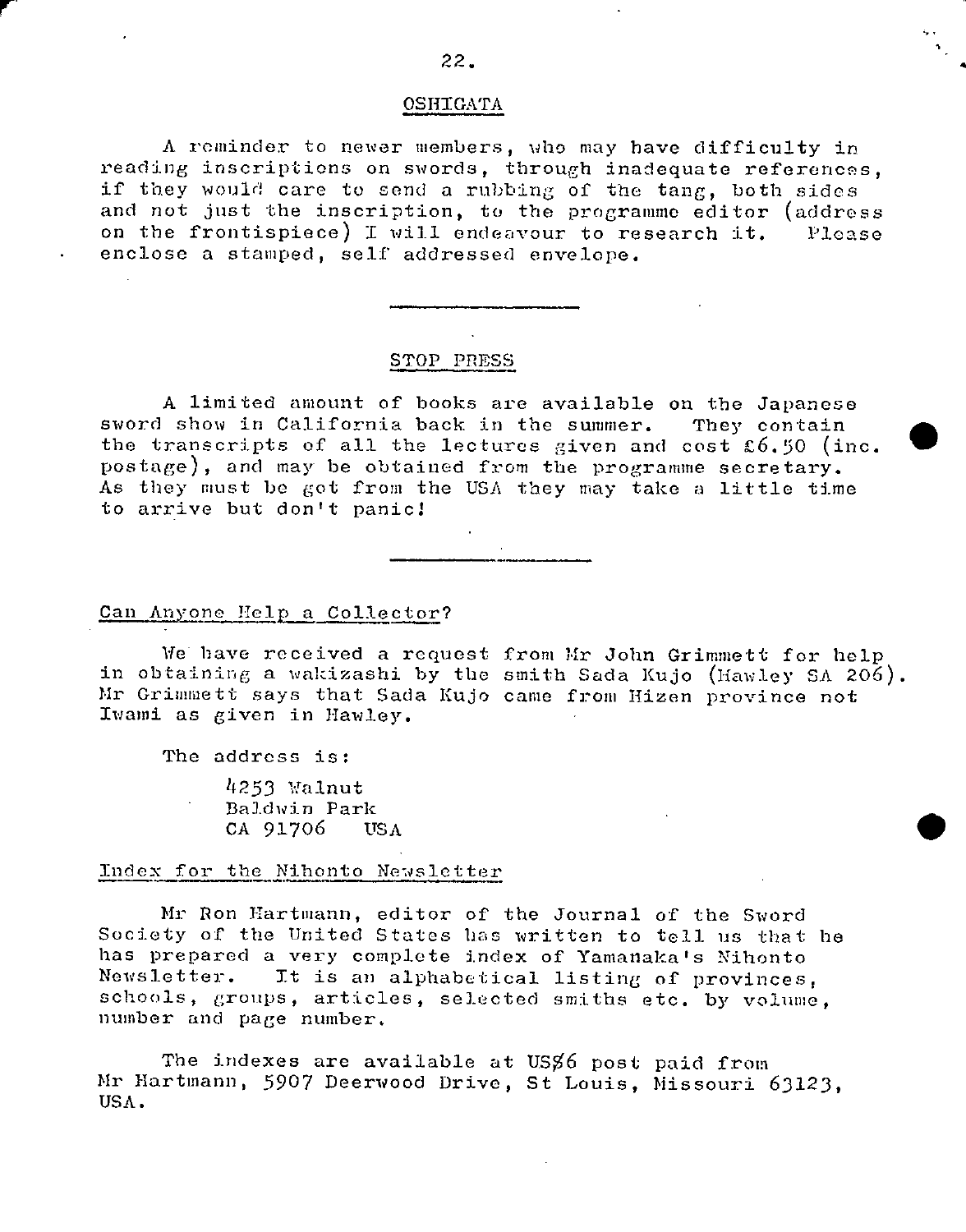## OSHIGATA

A reminder to newer members, who may have difficulty in reading inscriptions on swords, through inadequate references, if they would care to send a rubbing of the tang, both sides and not just the inscription, to the programme editor (address on the frontispiece) I will endeavour to research it. Please enclose a stamped, self addressed envelope.

---

## STOP PRESS

A limited amount of books are available on the Japanese sword show in California back in the summer. They contain the transcripts of all the lectures given and cost £6.50 (inc. postage), and may be obtained from the programme secretary. As they must be got from the USA they may take a little time to arrive but don't panic!

---

### Can Anyone Help a Collector?

We have received a request from Mr John Grimmett for help in obtaining a wakizashi by the smith Sada Kujo (Hawley SA 206). Mr Grimmett says that Sada Kujo came from Hizen province not Iwami as given in Hawley.

The address is:

4253 Walnut
Baldwin Park
CA 91706 USA

### Index for the Nihonto Newsletter

Mr Ron Hartmann, editor of the Journal of the Sword Society of the United States has written to tell us that he has prepared a very complete index of Yamanaka's Nihonto Newsletter. It is an alphabetical listing of provinces, schools, groups, articles, selected smiths etc. by volume, number and page number.

The indexes are available at US$6 post paid from Mr Hartmann, 5907 Deerwood Drive, St Louis, Missouri 63123, USA.